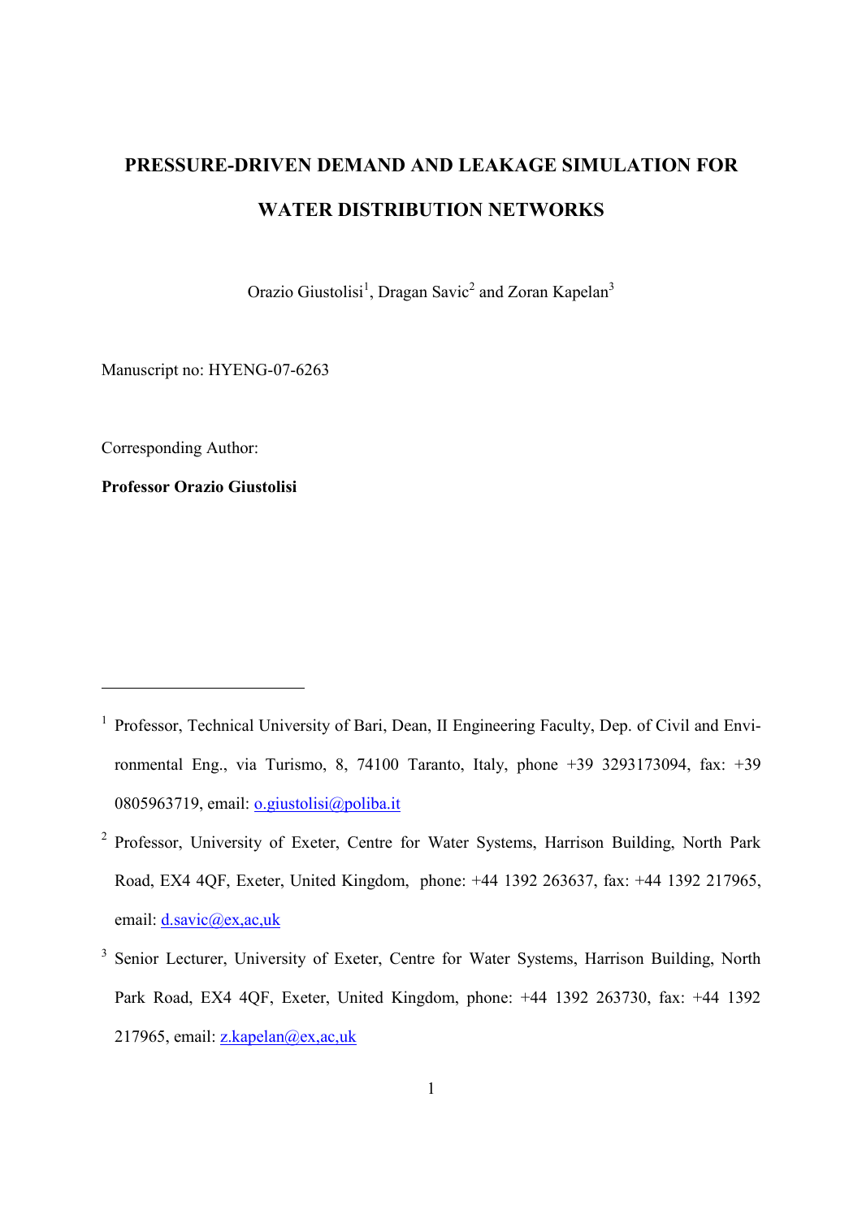# PRESSURE-DRIVEN DEMAND AND LEAKAGE SIMULATION FOR WATER DISTRIBUTION NETWORKS

Orazio Giustolisi[1], Dragan Savic[2] and Zoran Kapelan[3]

Manuscript no: HYENG-07-6263

Corresponding Author:

**Professor Orazio Giustolisi**

---

[1] Professor, Technical University of Bari, Dean, II Engineering Faculty, Dep. of Civil and Environmental Eng., via Turismo, 8, 74100 Taranto, Italy, phone +39 3293173094, fax: +39 0805963719, email: o.giustolisi@poliba.it

[2] Professor, University of Exeter, Centre for Water Systems, Harrison Building, North Park Road, EX4 4QF, Exeter, United Kingdom, phone: +44 1392 263637, fax: +44 1392 217965, email: d.savic@ex,ac,uk

[3] Senior Lecturer, University of Exeter, Centre for Water Systems, Harrison Building, North Park Road, EX4 4QF, Exeter, United Kingdom, phone: +44 1392 263730, fax: +44 1392 217965, email: z.kapelan@ex,ac,uk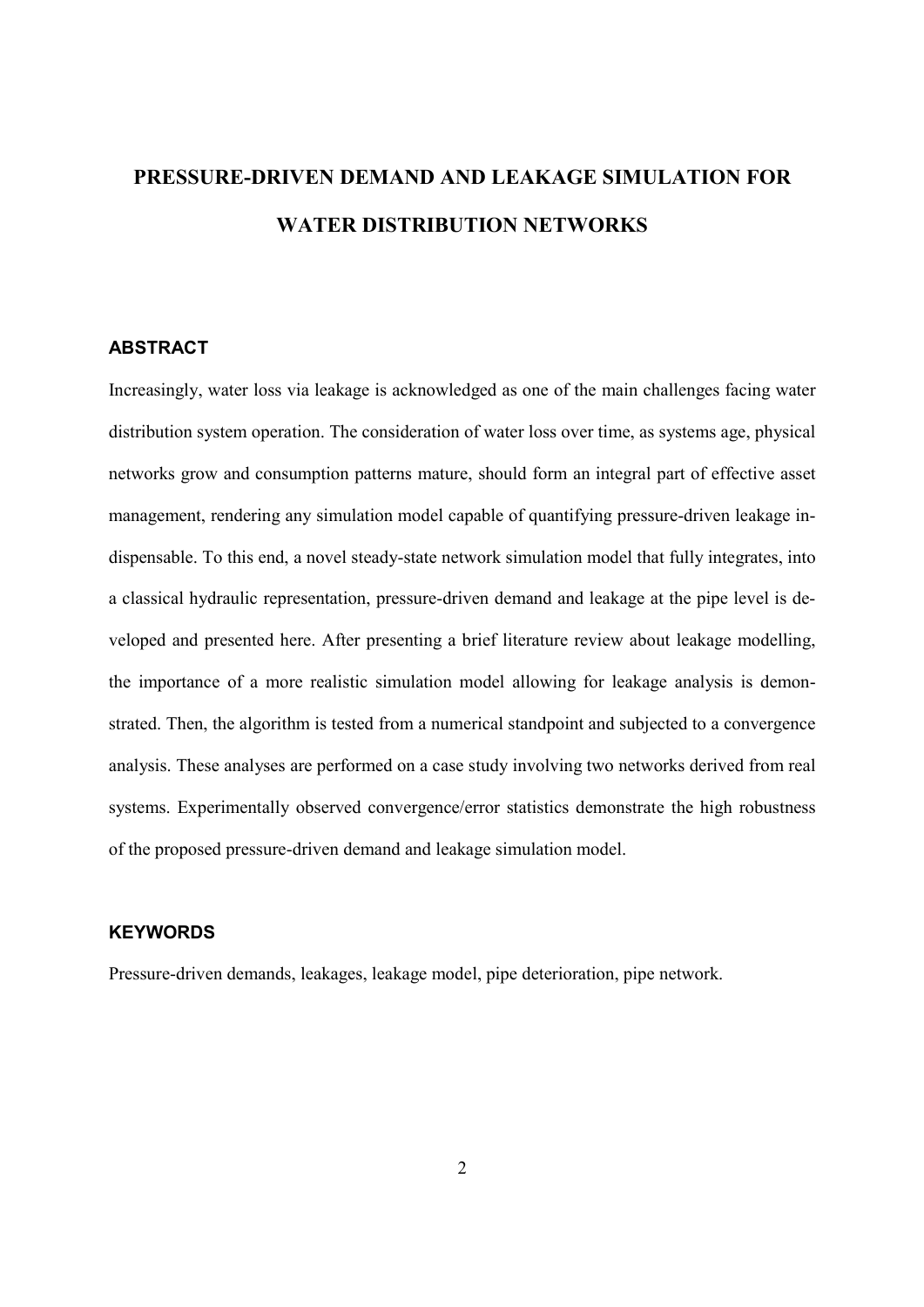# PRESSURE-DRIVEN DEMAND AND LEAKAGE SIMULATION FOR WATER DISTRIBUTION NETWORKS

## ABSTRACT

Increasingly, water loss via leakage is acknowledged as one of the main challenges facing water distribution system operation. The consideration of water loss over time, as systems age, physical networks grow and consumption patterns mature, should form an integral part of effective asset management, rendering any simulation model capable of quantifying pressure-driven leakage indispensable. To this end, a novel steady-state network simulation model that fully integrates, into a classical hydraulic representation, pressure-driven demand and leakage at the pipe level is developed and presented here. After presenting a brief literature review about leakage modelling, the importance of a more realistic simulation model allowing for leakage analysis is demonstrated. Then, the algorithm is tested from a numerical standpoint and subjected to a convergence analysis. These analyses are performed on a case study involving two networks derived from real systems. Experimentally observed convergence/error statistics demonstrate the high robustness of the proposed pressure-driven demand and leakage simulation model.

## KEYWORDS

Pressure-driven demands, leakages, leakage model, pipe deterioration, pipe network.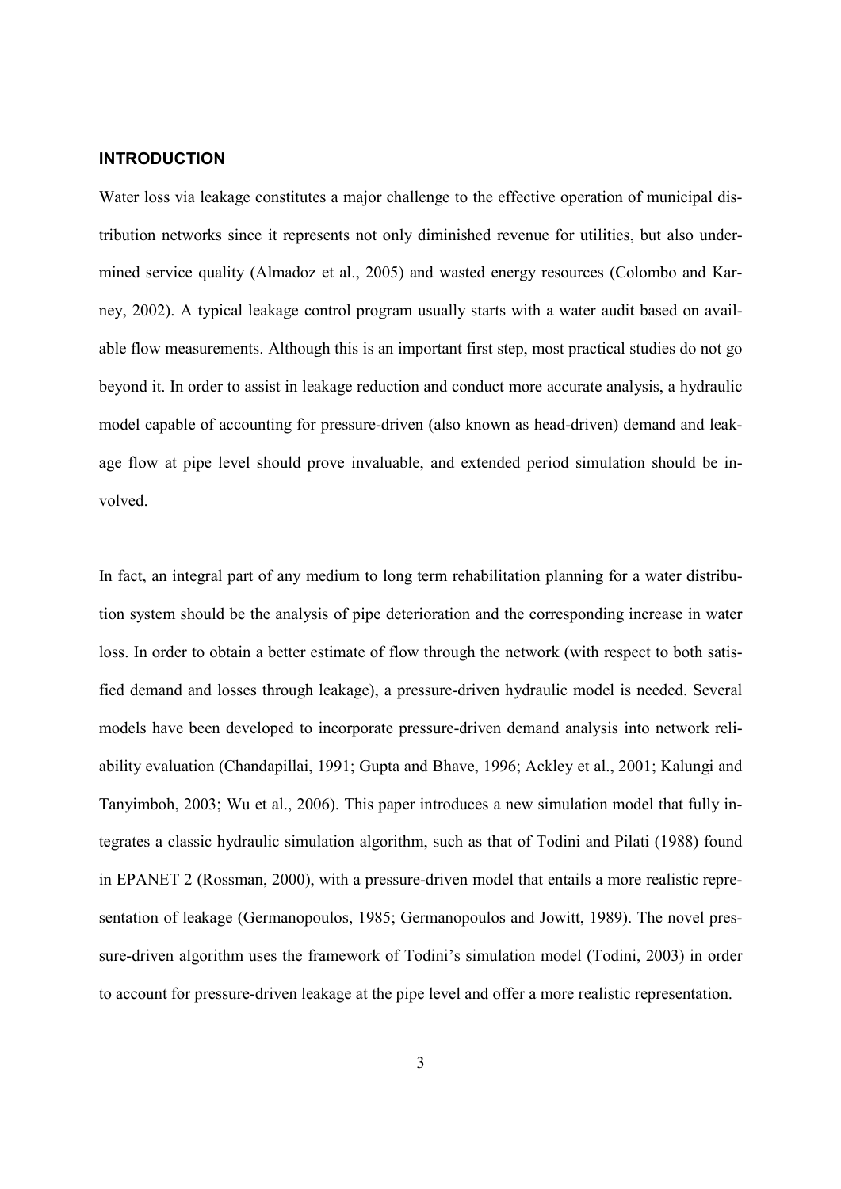## INTRODUCTION

Water loss via leakage constitutes a major challenge to the effective operation of municipal distribution networks since it represents not only diminished revenue for utilities, but also undermined service quality (Almadoz et al., 2005) and wasted energy resources (Colombo and Karney, 2002). A typical leakage control program usually starts with a water audit based on available flow measurements. Although this is an important first step, most practical studies do not go beyond it. In order to assist in leakage reduction and conduct more accurate analysis, a hydraulic model capable of accounting for pressure-driven (also known as head-driven) demand and leakage flow at pipe level should prove invaluable, and extended period simulation should be involved.

In fact, an integral part of any medium to long term rehabilitation planning for a water distribution system should be the analysis of pipe deterioration and the corresponding increase in water loss. In order to obtain a better estimate of flow through the network (with respect to both satisfied demand and losses through leakage), a pressure-driven hydraulic model is needed. Several models have been developed to incorporate pressure-driven demand analysis into network reliability evaluation (Chandapillai, 1991; Gupta and Bhave, 1996; Ackley et al., 2001; Kalungi and Tanyimboh, 2003; Wu et al., 2006). This paper introduces a new simulation model that fully integrates a classic hydraulic simulation algorithm, such as that of Todini and Pilati (1988) found in EPANET 2 (Rossman, 2000), with a pressure-driven model that entails a more realistic representation of leakage (Germanopoulos, 1985; Germanopoulos and Jowitt, 1989). The novel pressure-driven algorithm uses the framework of Todini's simulation model (Todini, 2003) in order to account for pressure-driven leakage at the pipe level and offer a more realistic representation.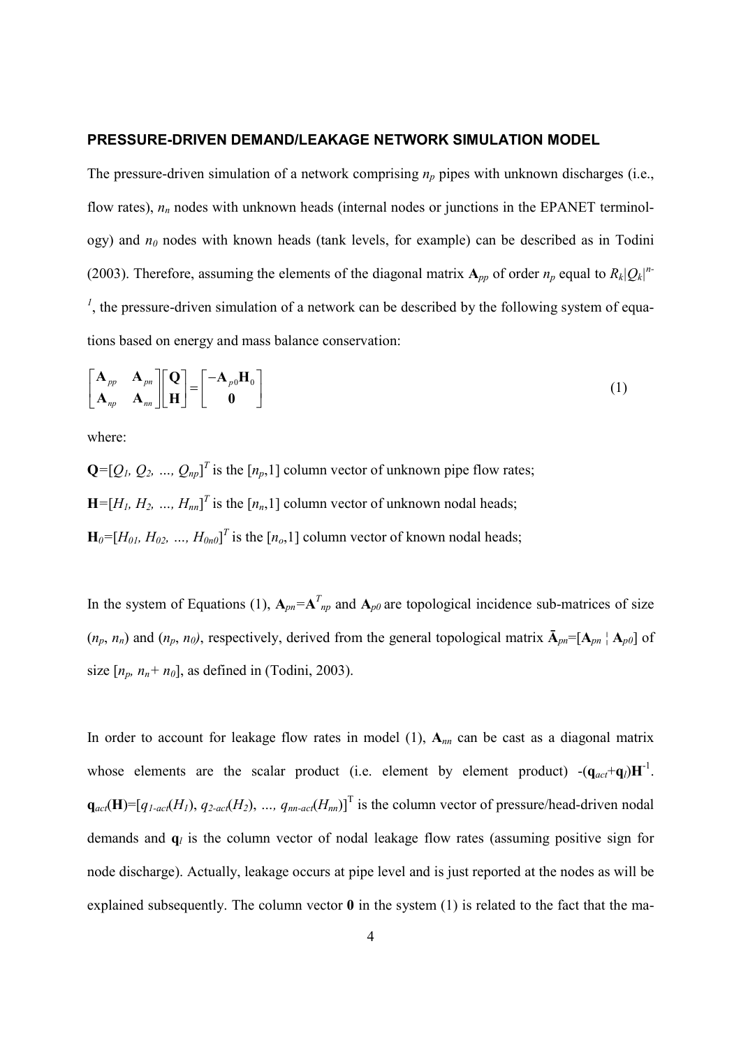## PRESSURE-DRIVEN DEMAND/LEAKAGE NETWORK SIMULATION MODEL

The pressure-driven simulation of a network comprising $n_p$ pipes with unknown discharges (i.e., flow rates), $n_n$ nodes with unknown heads (internal nodes or junctions in the EPANET terminology) and $n_0$ nodes with known heads (tank levels, for example) can be described as in Todini (2003). Therefore, assuming the elements of the diagonal matrix $\mathbf{A}_{pp}$ of order $n_p$ equal to $R_k|Q_k|^{n-1}$, the pressure-driven simulation of a network can be described by the following system of equations based on energy and mass balance conservation:

$$\begin{bmatrix} \mathbf{A}_{pp} & \mathbf{A}_{pn} \\ \mathbf{A}_{np} & \mathbf{A}_{nn} \end{bmatrix} \begin{bmatrix} \mathbf{Q} \\ \mathbf{H} \end{bmatrix} = \begin{bmatrix} -\mathbf{A}_{p0}\mathbf{H}_0 \\ \mathbf{0} \end{bmatrix} \tag{1}$$

where:

$\mathbf{Q}=[Q_1, Q_2, \ldots, Q_{np}]^T$ is the $[n_p,1]$ column vector of unknown pipe flow rates;

$\mathbf{H}=[H_1, H_2, \ldots, H_{nn}]^T$ is the $[n_n,1]$ column vector of unknown nodal heads;

$\mathbf{H}_0=[H_{01}, H_{02}, \ldots, H_{0n0}]^T$ is the $[n_o,1]$ column vector of known nodal heads;

In the system of Equations (1), $\mathbf{A}_{pn}=\mathbf{A}^T_{np}$ and $\mathbf{A}_{p0}$ are topological incidence sub-matrices of size $(n_p, n_n)$ and $(n_p, n_0)$, respectively, derived from the general topological matrix $\bar{\mathbf{A}}_{pn}=[\mathbf{A}_{pn} \,¦\, \mathbf{A}_{p0}]$ of size $[n_p, n_n+n_0]$, as defined in (Todini, 2003).

In order to account for leakage flow rates in model (1), $\mathbf{A}_{nn}$ can be cast as a diagonal matrix whose elements are the scalar product (i.e. element by element product) $-(\mathbf{q}_{act}+\mathbf{q}_l)\mathbf{H}^{-1}$. $\mathbf{q}_{act}(\mathbf{H})=[q_{1\text{-}act}(H_1), q_{2\text{-}act}(H_2), \ldots, q_{nn\text{-}act}(H_{nn})]^{\mathrm{T}}$ is the column vector of pressure/head-driven nodal demands and $\mathbf{q}_l$ is the column vector of nodal leakage flow rates (assuming positive sign for node discharge). Actually, leakage occurs at pipe level and is just reported at the nodes as will be explained subsequently. The column vector $\mathbf{0}$ in the system (1) is related to the fact that the ma-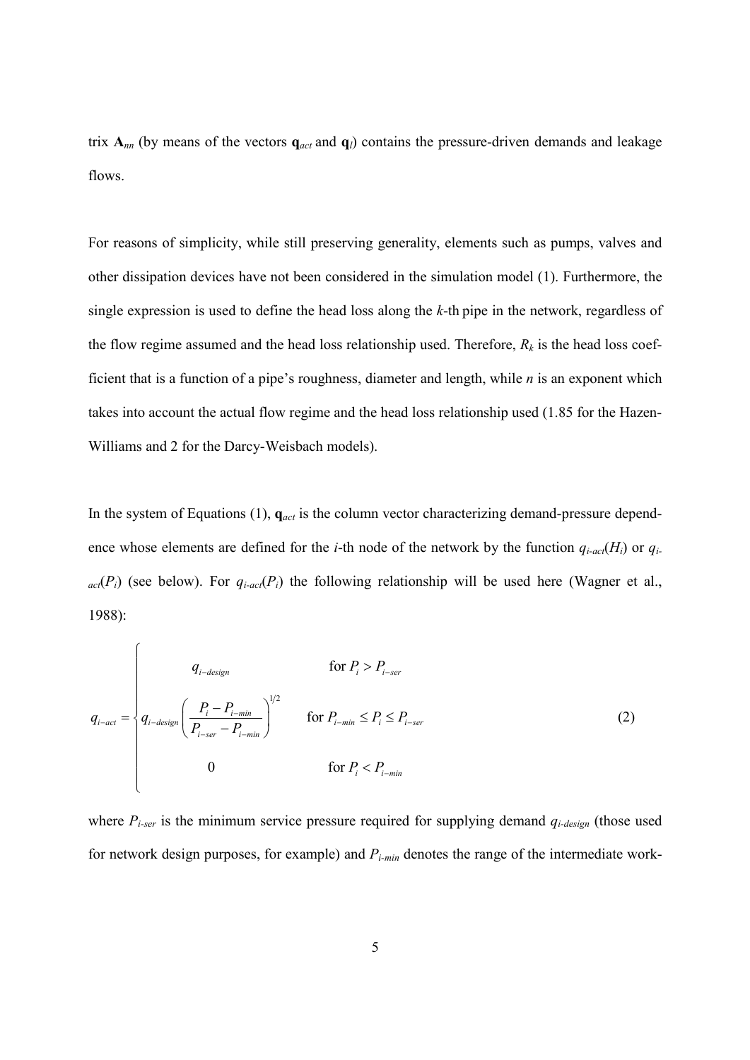trix $\mathbf{A}_{nn}$ (by means of the vectors $\mathbf{q}_{act}$ and $\mathbf{q}_{l}$) contains the pressure-driven demands and leakage flows.

For reasons of simplicity, while still preserving generality, elements such as pumps, valves and other dissipation devices have not been considered in the simulation model (1). Furthermore, the single expression is used to define the head loss along the $k$-th pipe in the network, regardless of the flow regime assumed and the head loss relationship used. Therefore, $R_k$ is the head loss coefficient that is a function of a pipe's roughness, diameter and length, while $n$ is an exponent which takes into account the actual flow regime and the head loss relationship used (1.85 for the Hazen-Williams and 2 for the Darcy-Weisbach models).

In the system of Equations (1), $\mathbf{q}_{act}$ is the column vector characterizing demand-pressure dependence whose elements are defined for the $i$-th node of the network by the function $q_{i\text{-}act}(H_i)$ or $q_{i\text{-}act}(P_i)$ (see below). For $q_{i\text{-}act}(P_i)$ the following relationship will be used here (Wagner et al., 1988):

$$
q_{i-act} = \begin{cases} q_{i-design} & \text{for } P_i > P_{i-ser} \\ q_{i-design}\left(\dfrac{P_i - P_{i-min}}{P_{i-ser} - P_{i-min}}\right)^{1/2} & \text{for } P_{i-min} \le P_i \le P_{i-ser} \\ 0 & \text{for } P_i < P_{i-min} \end{cases} \tag{2}
$$

where $P_{i\text{-}ser}$ is the minimum service pressure required for supplying demand $q_{i\text{-}design}$ (those used for network design purposes, for example) and $P_{i\text{-}min}$ denotes the range of the intermediate work-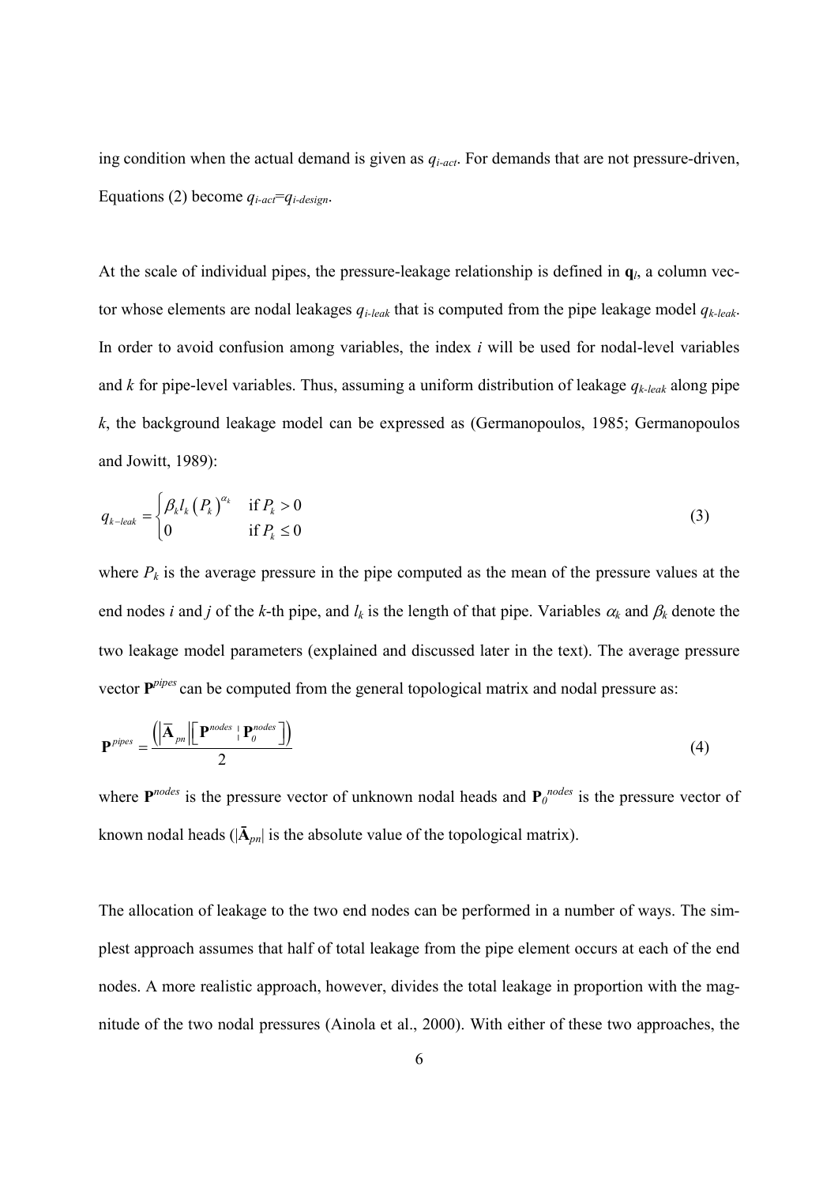ing condition when the actual demand is given as $q_{i\text{-}act}$. For demands that are not pressure-driven, Equations (2) become $q_{i\text{-}act}=q_{i\text{-}design}$.

At the scale of individual pipes, the pressure-leakage relationship is defined in $\mathbf{q}_l$, a column vector whose elements are nodal leakages $q_{i\text{-}leak}$ that is computed from the pipe leakage model $q_{k\text{-}leak}$. In order to avoid confusion among variables, the index $i$ will be used for nodal-level variables and $k$ for pipe-level variables. Thus, assuming a uniform distribution of leakage $q_{k\text{-}leak}$ along pipe $k$, the background leakage model can be expressed as (Germanopoulos, 1985; Germanopoulos and Jowitt, 1989):

$$q_{k-leak} = \begin{cases} \beta_k l_k \left(P_k\right)^{\alpha_k} & \text{if } P_k > 0 \\ 0 & \text{if } P_k \leq 0 \end{cases} \tag{3}$$

where $P_k$ is the average pressure in the pipe computed as the mean of the pressure values at the end nodes $i$ and $j$ of the $k$-th pipe, and $l_k$ is the length of that pipe. Variables $\alpha_k$ and $\beta_k$ denote the two leakage model parameters (explained and discussed later in the text). The average pressure vector $\mathbf{P}^{pipes}$ can be computed from the general topological matrix and nodal pressure as:

$$\mathbf{P}^{pipes} = \frac{\left(\left|\overline{\mathbf{A}}_{pn}\right|\left[\mathbf{P}^{nodes} \mid \mathbf{P}_0^{nodes}\right]\right)}{2} \tag{4}$$

where $\mathbf{P}^{nodes}$ is the pressure vector of unknown nodal heads and $\mathbf{P}_0^{nodes}$ is the pressure vector of known nodal heads ($|\bar{\mathbf{A}}_{pn}|$ is the absolute value of the topological matrix).

The allocation of leakage to the two end nodes can be performed in a number of ways. The simplest approach assumes that half of total leakage from the pipe element occurs at each of the end nodes. A more realistic approach, however, divides the total leakage in proportion with the magnitude of the two nodal pressures (Ainola et al., 2000). With either of these two approaches, the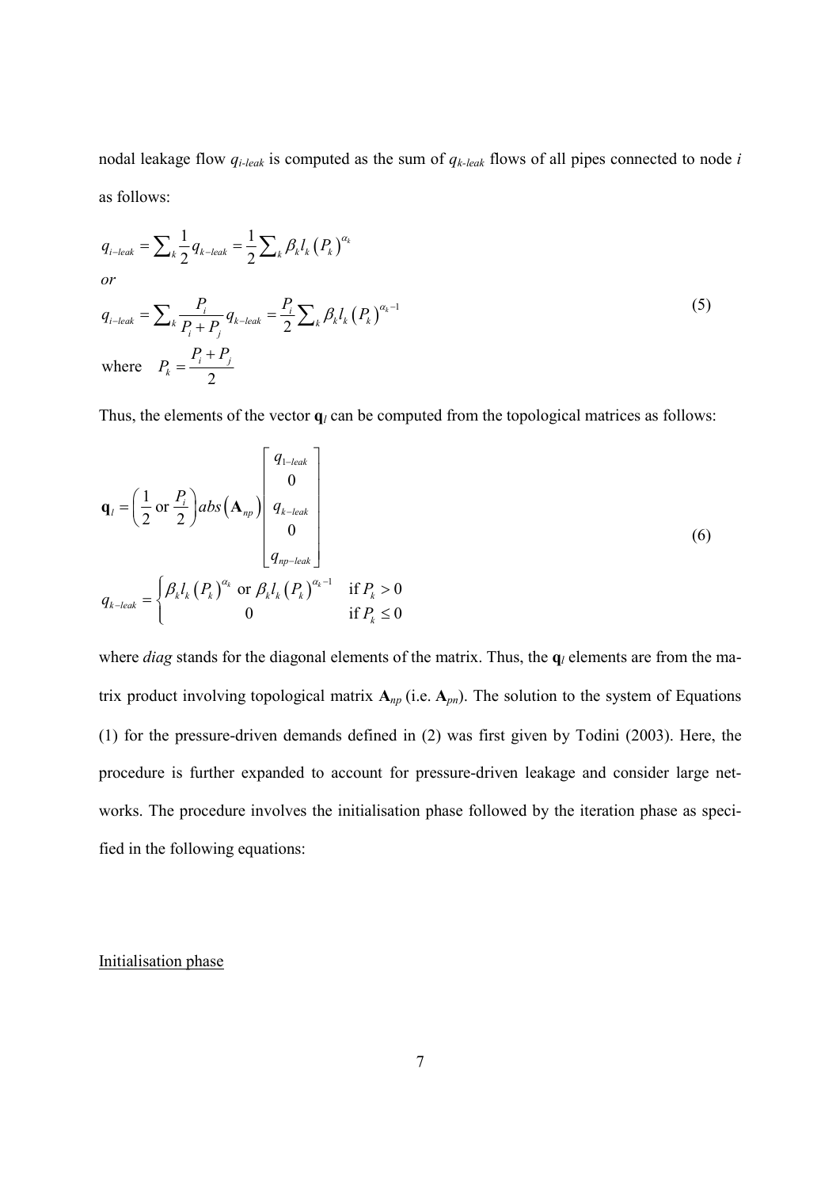nodal leakage flow $q_{i\text{-}leak}$ is computed as the sum of $q_{k\text{-}leak}$ flows of all pipes connected to node $i$ as follows:

$$
\begin{aligned}
& q_{i-leak} = \sum_k \frac{1}{2} q_{k-leak} = \frac{1}{2} \sum_k \beta_k l_k \left(P_k\right)^{\alpha_k} \\
& or \\
& q_{i-leak} = \sum_k \frac{P_i}{P_i + P_j} q_{k-leak} = \frac{P_i}{2} \sum_k \beta_k l_k \left(P_k\right)^{\alpha_k - 1} \\
& \text{where} \quad P_k = \frac{P_i + P_j}{2}
\end{aligned}
\tag{5}
$$

Thus, the elements of the vector $\mathbf{q}_l$ can be computed from the topological matrices as follows:

$$
\begin{aligned}
& \mathbf{q}_l = \left( \frac{1}{2} \text{ or } \frac{P_i}{2} \right) abs\left(\mathbf{A}_{np}\right) \begin{bmatrix} q_{1-leak} \\ 0 \\ q_{k-leak} \\ 0 \\ q_{np-leak} \end{bmatrix} \\
& q_{k-leak} = \begin{cases} \beta_k l_k \left(P_k\right)^{\alpha_k} \text{ or } \beta_k l_k \left(P_k\right)^{\alpha_k - 1} & \text{if } P_k > 0 \\ 0 & \text{if } P_k \le 0 \end{cases}
\end{aligned}
\tag{6}
$$

where *diag* stands for the diagonal elements of the matrix. Thus, the $\mathbf{q}_l$ elements are from the matrix product involving topological matrix $\mathbf{A}_{np}$ (i.e. $\mathbf{A}_{pn}$). The solution to the system of Equations (1) for the pressure-driven demands defined in (2) was first given by Todini (2003). Here, the procedure is further expanded to account for pressure-driven leakage and consider large networks. The procedure involves the initialisation phase followed by the iteration phase as specified in the following equations:

<u>Initialisation phase</u>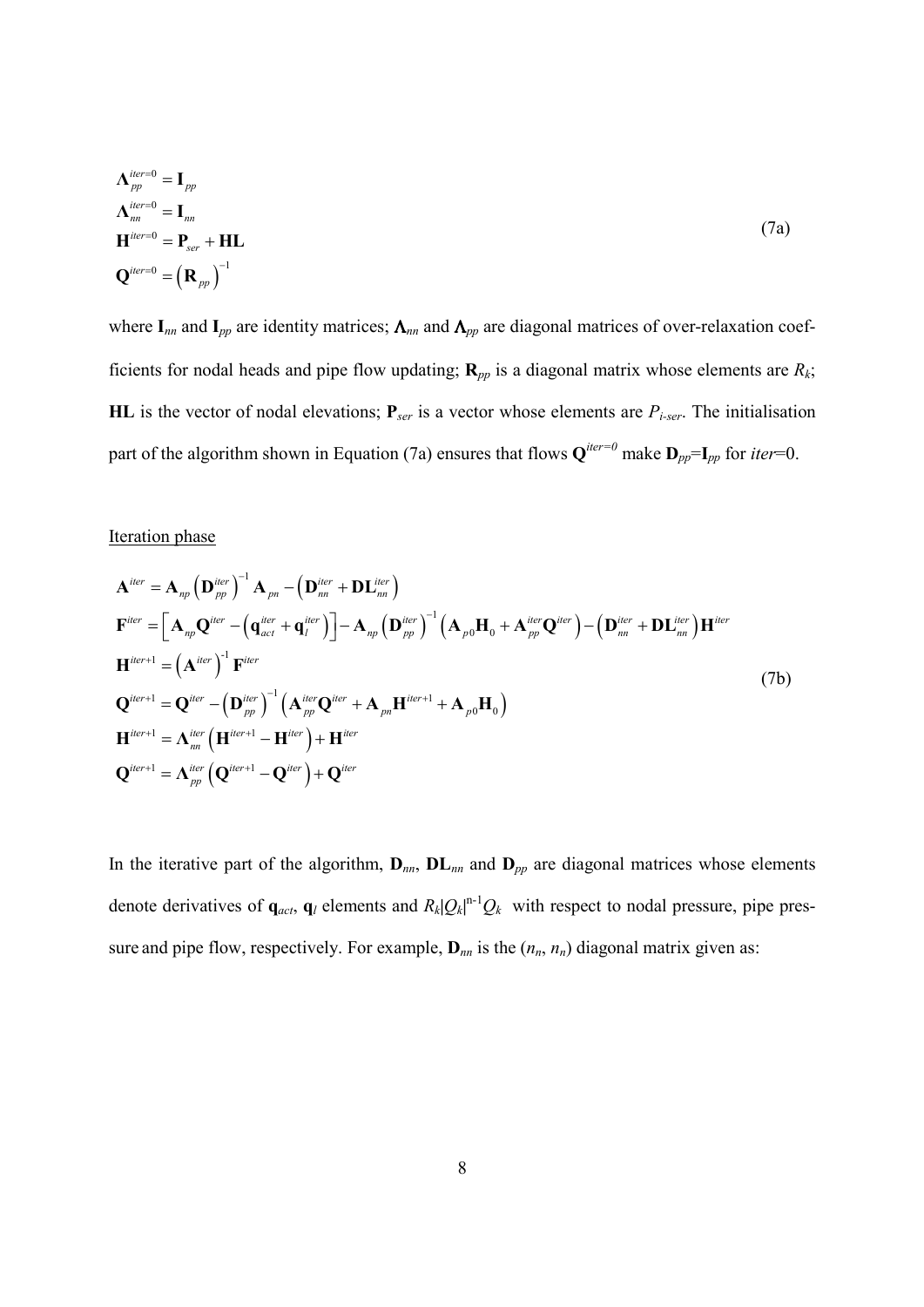$$
\begin{aligned}
&\mathbf{\Lambda}_{pp}^{iter=0} = \mathbf{I}_{pp} \\
&\mathbf{\Lambda}_{nn}^{iter=0} = \mathbf{I}_{nn} \\
&\mathbf{H}^{iter=0} = \mathbf{P}_{ser} + \mathbf{HL} \\
&\mathbf{Q}^{iter=0} = \left(\mathbf{R}_{pp}\right)^{-1}
\end{aligned}
\tag{7a}
$$

where $\mathbf{I}_{nn}$ and $\mathbf{I}_{pp}$ are identity matrices; $\mathbf{\Lambda}_{nn}$ and $\mathbf{\Lambda}_{pp}$ are diagonal matrices of over-relaxation coefficients for nodal heads and pipe flow updating; $\mathbf{R}_{pp}$ is a diagonal matrix whose elements are $R_k$; $\mathbf{HL}$ is the vector of nodal elevations; $\mathbf{P}_{ser}$ is a vector whose elements are $P_{i\text{-}ser}$. The initialisation part of the algorithm shown in Equation (7a) ensures that flows $\mathbf{Q}^{iter=0}$ make $\mathbf{D}_{pp}=\mathbf{I}_{pp}$ for $iter$=0.

Iteration phase

$$
\begin{aligned}
&\mathbf{A}^{iter} = \mathbf{A}_{np}\left(\mathbf{D}_{pp}^{iter}\right)^{-1}\mathbf{A}_{pn} - \left(\mathbf{D}_{nn}^{iter} + \mathbf{DL}_{nn}^{iter}\right) \\
&\mathbf{F}^{iter} = \left[\mathbf{A}_{np}\mathbf{Q}^{iter} - \left(\mathbf{q}_{act}^{iter} + \mathbf{q}_{l}^{iter}\right)\right] - \mathbf{A}_{np}\left(\mathbf{D}_{pp}^{iter}\right)^{-1}\left(\mathbf{A}_{p0}\mathbf{H}_{0} + \mathbf{A}_{pp}^{iter}\mathbf{Q}^{iter}\right) - \left(\mathbf{D}_{nn}^{iter} + \mathbf{DL}_{nn}^{iter}\right)\mathbf{H}^{iter} \\
&\mathbf{H}^{iter+1} = \left(\mathbf{A}^{iter}\right)^{-1}\mathbf{F}^{iter} \\
&\mathbf{Q}^{iter+1} = \mathbf{Q}^{iter} - \left(\mathbf{D}_{pp}^{iter}\right)^{-1}\left(\mathbf{A}_{pp}^{iter}\mathbf{Q}^{iter} + \mathbf{A}_{pn}\mathbf{H}^{iter+1} + \mathbf{A}_{p0}\mathbf{H}_{0}\right) \\
&\mathbf{H}^{iter+1} = \mathbf{\Lambda}_{nn}^{iter}\left(\mathbf{H}^{iter+1} - \mathbf{H}^{iter}\right) + \mathbf{H}^{iter} \\
&\mathbf{Q}^{iter+1} = \mathbf{\Lambda}_{pp}^{iter}\left(\mathbf{Q}^{iter+1} - \mathbf{Q}^{iter}\right) + \mathbf{Q}^{iter}
\end{aligned}
\tag{7b}
$$

In the iterative part of the algorithm, $\mathbf{D}_{nn}$, $\mathbf{DL}_{nn}$ and $\mathbf{D}_{pp}$ are diagonal matrices whose elements denote derivatives of $\mathbf{q}_{act}$, $\mathbf{q}_{l}$ elements and $R_k|Q_k|^{n-1}Q_k$ with respect to nodal pressure, pipe pressure and pipe flow, respectively. For example, $\mathbf{D}_{nn}$ is the ($n_n$, $n_n$) diagonal matrix given as: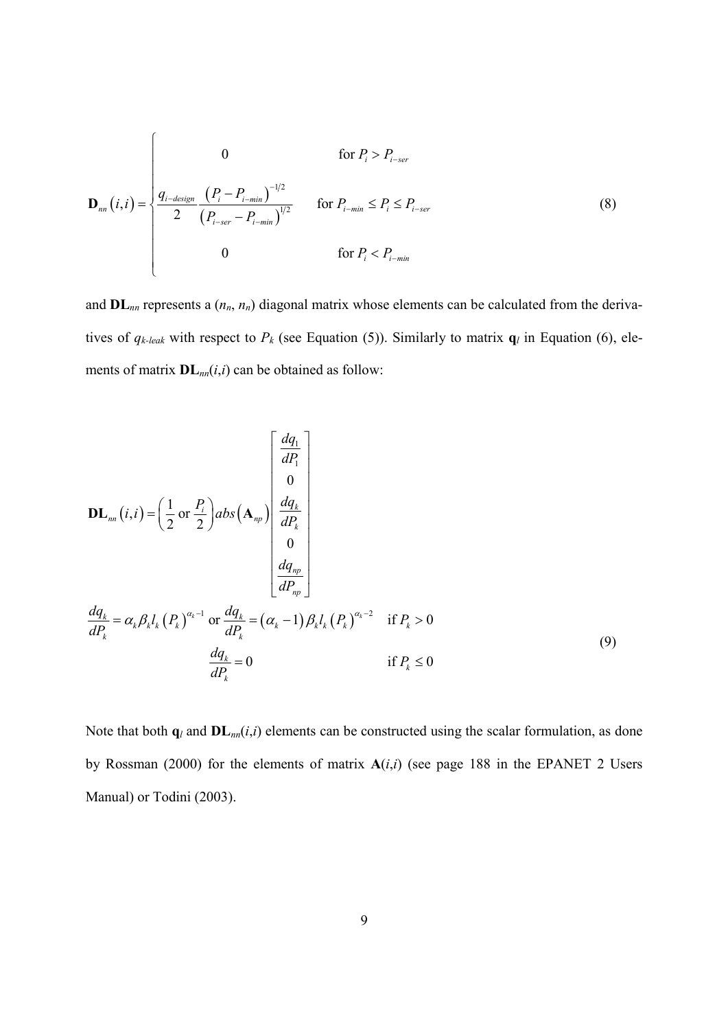$$
\mathbf{D}_{nn}(i,i) = \begin{cases} 0 & \text{for } P_i > P_{i-ser} \\ \dfrac{q_{i-design}}{2} \dfrac{\left(P_i - P_{i-min}\right)^{-1/2}}{\left(P_{i-ser} - P_{i-min}\right)^{1/2}} & \text{for } P_{i-min} \le P_i \le P_{i-ser} \\ 0 & \text{for } P_i < P_{i-min} \end{cases} \tag{8}
$$

and $\mathbf{DL}_{nn}$ represents a ($n_n$, $n_n$) diagonal matrix whose elements can be calculated from the derivatives of $q_{k\text{-}leak}$ with respect to $P_k$ (see Equation (5)). Similarly to matrix $\mathbf{q}_l$ in Equation (6), elements of matrix $\mathbf{DL}_{nn}(i,i)$ can be obtained as follow:

$$
\begin{aligned}
&\mathbf{DL}_{nn}(i,i) = \left(\frac{1}{2} \text{ or } \frac{P_i}{2}\right) abs\left(\mathbf{A}_{np}\right) \begin{bmatrix} \dfrac{dq_1}{dP_1} \\ 0 \\ \dfrac{dq_k}{dP_k} \\ 0 \\ \dfrac{dq_{np}}{dP_{np}} \end{bmatrix} \\
&\frac{dq_k}{dP_k} = \alpha_k \beta_k l_k \left(P_k\right)^{\alpha_k - 1} \text{ or } \frac{dq_k}{dP_k} = \left(\alpha_k - 1\right) \beta_k l_k \left(P_k\right)^{\alpha_k - 2} \quad \text{if } P_k > 0 \\
&\qquad\qquad\qquad\qquad \frac{dq_k}{dP_k} = 0 \qquad\qquad\qquad\qquad\qquad\quad \text{if } P_k \le 0
\end{aligned} \tag{9}
$$

Note that both $\mathbf{q}_l$ and $\mathbf{DL}_{nn}(i,i)$ elements can be constructed using the scalar formulation, as done by Rossman (2000) for the elements of matrix $\mathbf{A}(i,i)$ (see page 188 in the EPANET 2 Users Manual) or Todini (2003).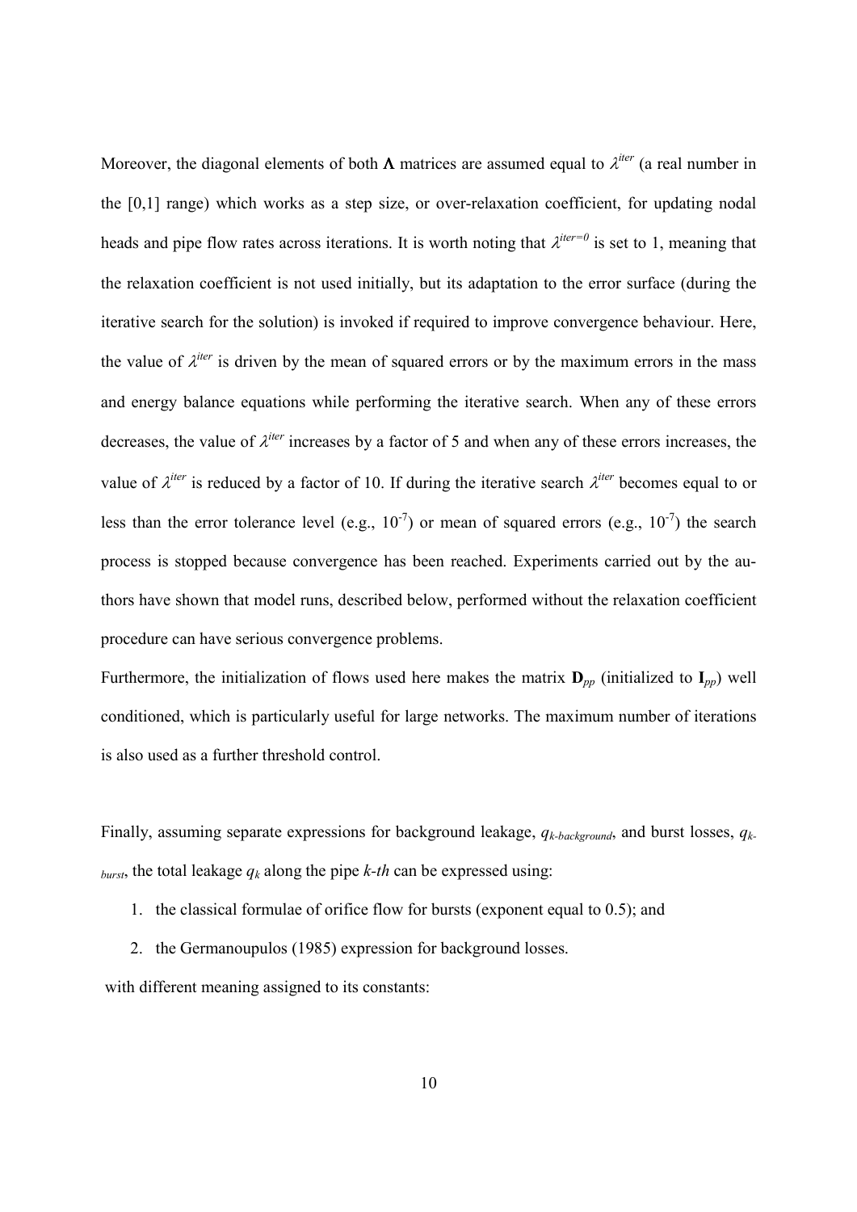Moreover, the diagonal elements of both $\mathbf{\Lambda}$ matrices are assumed equal to $\lambda^{iter}$ (a real number in the [0,1] range) which works as a step size, or over-relaxation coefficient, for updating nodal heads and pipe flow rates across iterations. It is worth noting that $\lambda^{iter=0}$ is set to 1, meaning that the relaxation coefficient is not used initially, but its adaptation to the error surface (during the iterative search for the solution) is invoked if required to improve convergence behaviour. Here, the value of $\lambda^{iter}$ is driven by the mean of squared errors or by the maximum errors in the mass and energy balance equations while performing the iterative search. When any of these errors decreases, the value of $\lambda^{iter}$ increases by a factor of 5 and when any of these errors increases, the value of $\lambda^{iter}$ is reduced by a factor of 10. If during the iterative search $\lambda^{iter}$ becomes equal to or less than the error tolerance level (e.g., $10^{-7}$) or mean of squared errors (e.g., $10^{-7}$) the search process is stopped because convergence has been reached. Experiments carried out by the authors have shown that model runs, described below, performed without the relaxation coefficient procedure can have serious convergence problems.

Furthermore, the initialization of flows used here makes the matrix $\mathbf{D}_{pp}$ (initialized to $\mathbf{I}_{pp}$) well conditioned, which is particularly useful for large networks. The maximum number of iterations is also used as a further threshold control.

Finally, assuming separate expressions for background leakage, $q_{k\text{-}background}$, and burst losses, $q_{k\text{-}burst}$, the total leakage $q_k$ along the pipe *k-th* can be expressed using:

1. the classical formulae of orifice flow for bursts (exponent equal to 0.5); and
2. the Germanoupulos (1985) expression for background losses.

with different meaning assigned to its constants: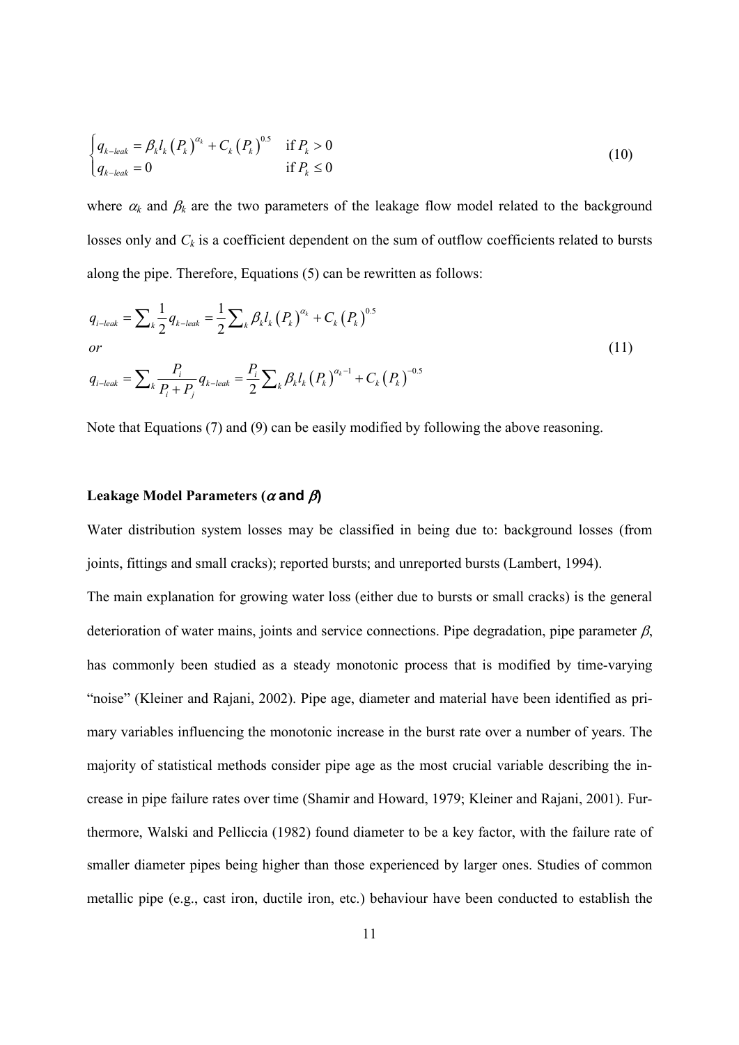$$
\begin{cases} q_{k-leak} = \beta_k l_k \left(P_k\right)^{\alpha_k} + C_k \left(P_k\right)^{0.5} & \text{if } P_k > 0 \\ q_{k-leak} = 0 & \text{if } P_k \leq 0 \end{cases} \tag{10}
$$

where $\alpha_k$ and $\beta_k$ are the two parameters of the leakage flow model related to the background losses only and $C_k$ is a coefficient dependent on the sum of outflow coefficients related to bursts along the pipe. Therefore, Equations (5) can be rewritten as follows:

$$
\begin{aligned}
& q_{i-leak} = \sum_k \frac{1}{2} q_{k-leak} = \frac{1}{2} \sum_k \beta_k l_k \left(P_k\right)^{\alpha_k} + C_k \left(P_k\right)^{0.5} \\
& or \\
& q_{i-leak} = \sum_k \frac{P_i}{P_i + P_j} q_{k-leak} = \frac{P_i}{2} \sum_k \beta_k l_k \left(P_k\right)^{\alpha_k - 1} + C_k \left(P_k\right)^{-0.5}
\end{aligned} \tag{11}
$$

Note that Equations (7) and (9) can be easily modified by following the above reasoning.

### Leakage Model Parameters ($\alpha$ and $\beta$)

Water distribution system losses may be classified in being due to: background losses (from joints, fittings and small cracks); reported bursts; and unreported bursts (Lambert, 1994).

The main explanation for growing water loss (either due to bursts or small cracks) is the general deterioration of water mains, joints and service connections. Pipe degradation, pipe parameter $\beta$, has commonly been studied as a steady monotonic process that is modified by time-varying "noise" (Kleiner and Rajani, 2002). Pipe age, diameter and material have been identified as primary variables influencing the monotonic increase in the burst rate over a number of years. The majority of statistical methods consider pipe age as the most crucial variable describing the increase in pipe failure rates over time (Shamir and Howard, 1979; Kleiner and Rajani, 2001). Furthermore, Walski and Pelliccia (1982) found diameter to be a key factor, with the failure rate of smaller diameter pipes being higher than those experienced by larger ones. Studies of common metallic pipe (e.g., cast iron, ductile iron, etc.) behaviour have been conducted to establish the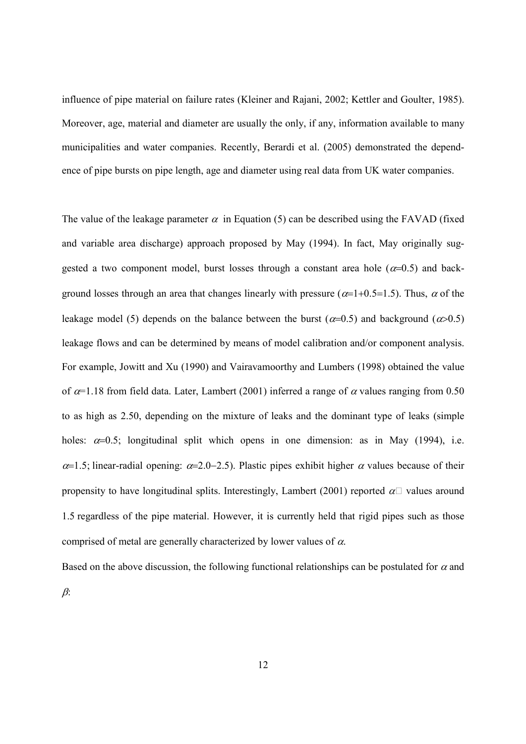influence of pipe material on failure rates (Kleiner and Rajani, 2002; Kettler and Goulter, 1985). Moreover, age, material and diameter are usually the only, if any, information available to many municipalities and water companies. Recently, Berardi et al. (2005) demonstrated the dependence of pipe bursts on pipe length, age and diameter using real data from UK water companies.

The value of the leakage parameter $\alpha$ in Equation (5) can be described using the FAVAD (fixed and variable area discharge) approach proposed by May (1994). In fact, May originally suggested a two component model, burst losses through a constant area hole ($\alpha$=0.5) and background losses through an area that changes linearly with pressure ($\alpha$=1+0.5=1.5). Thus, $\alpha$ of the leakage model (5) depends on the balance between the burst ($\alpha$=0.5) and background ($\alpha$>0.5) leakage flows and can be determined by means of model calibration and/or component analysis. For example, Jowitt and Xu (1990) and Vairavamoorthy and Lumbers (1998) obtained the value of $\alpha$=1.18 from field data. Later, Lambert (2001) inferred a range of $\alpha$ values ranging from 0.50 to as high as 2.50, depending on the mixture of leaks and the dominant type of leaks (simple holes: $\alpha$=0.5; longitudinal split which opens in one dimension: as in May (1994), i.e. $\alpha$=1.5; linear-radial opening: $\alpha$=2.0–2.5). Plastic pipes exhibit higher $\alpha$ values because of their propensity to have longitudinal splits. Interestingly, Lambert (2001) reported $\alpha$ values around 1.5 regardless of the pipe material. However, it is currently held that rigid pipes such as those comprised of metal are generally characterized by lower values of $\alpha$.

Based on the above discussion, the following functional relationships can be postulated for $\alpha$ and $\beta$: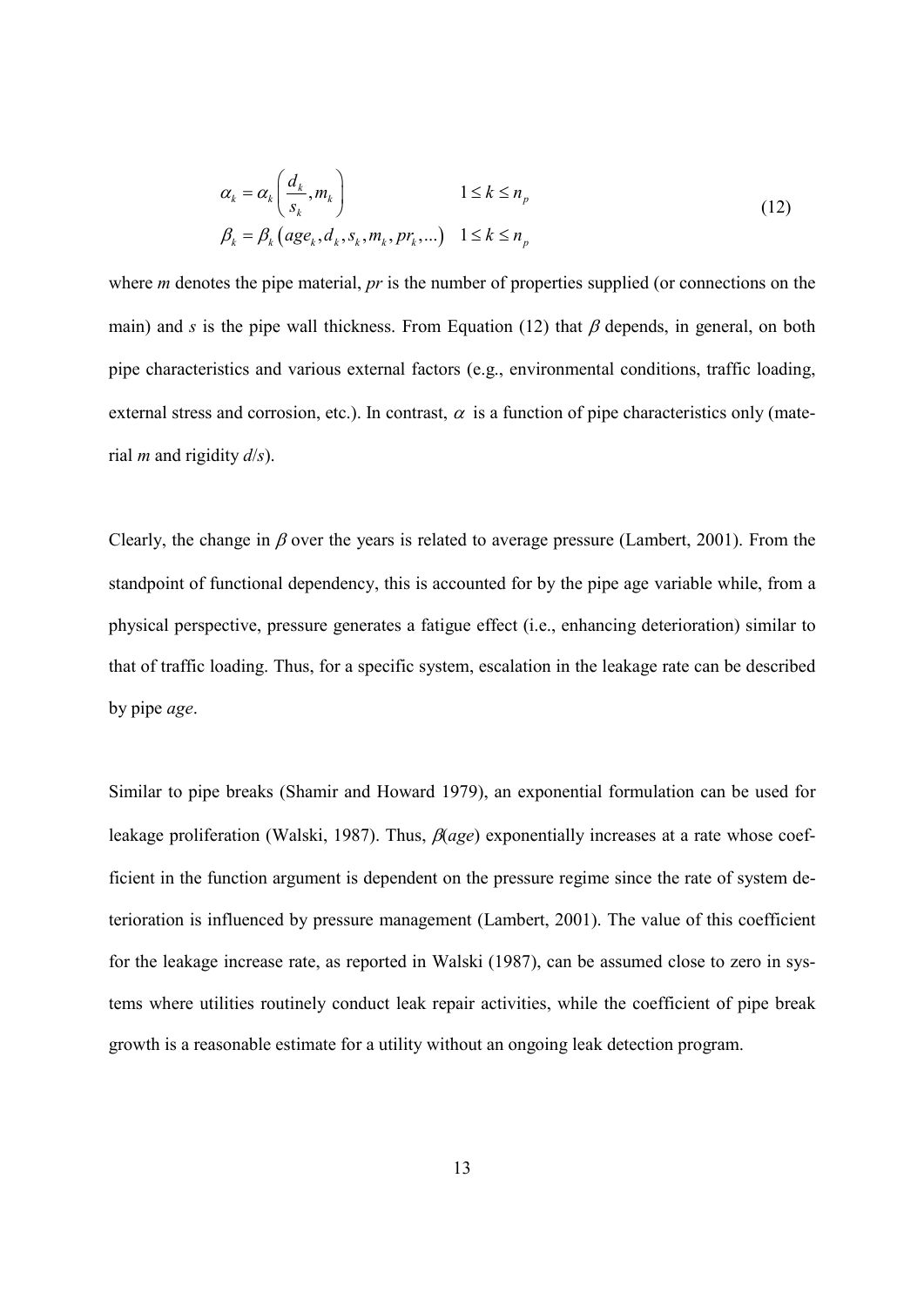$$
\begin{aligned}
\alpha_k &= \alpha_k\left(\frac{d_k}{s_k}, m_k\right) & 1 \le k \le n_p \\
\beta_k &= \beta_k\left(age_k, d_k, s_k, m_k, pr_k, \ldots\right) & 1 \le k \le n_p
\end{aligned}
\tag{12}
$$

where $m$ denotes the pipe material, $pr$ is the number of properties supplied (or connections on the main) and $s$ is the pipe wall thickness. From Equation (12) that $\beta$ depends, in general, on both pipe characteristics and various external factors (e.g., environmental conditions, traffic loading, external stress and corrosion, etc.). In contrast, $\alpha$ is a function of pipe characteristics only (material $m$ and rigidity $d/s$).

Clearly, the change in $\beta$ over the years is related to average pressure (Lambert, 2001). From the standpoint of functional dependency, this is accounted for by the pipe age variable while, from a physical perspective, pressure generates a fatigue effect (i.e., enhancing deterioration) similar to that of traffic loading. Thus, for a specific system, escalation in the leakage rate can be described by pipe *age*.

Similar to pipe breaks (Shamir and Howard 1979), an exponential formulation can be used for leakage proliferation (Walski, 1987). Thus, $\beta(age)$ exponentially increases at a rate whose coefficient in the function argument is dependent on the pressure regime since the rate of system deterioration is influenced by pressure management (Lambert, 2001). The value of this coefficient for the leakage increase rate, as reported in Walski (1987), can be assumed close to zero in systems where utilities routinely conduct leak repair activities, while the coefficient of pipe break growth is a reasonable estimate for a utility without an ongoing leak detection program.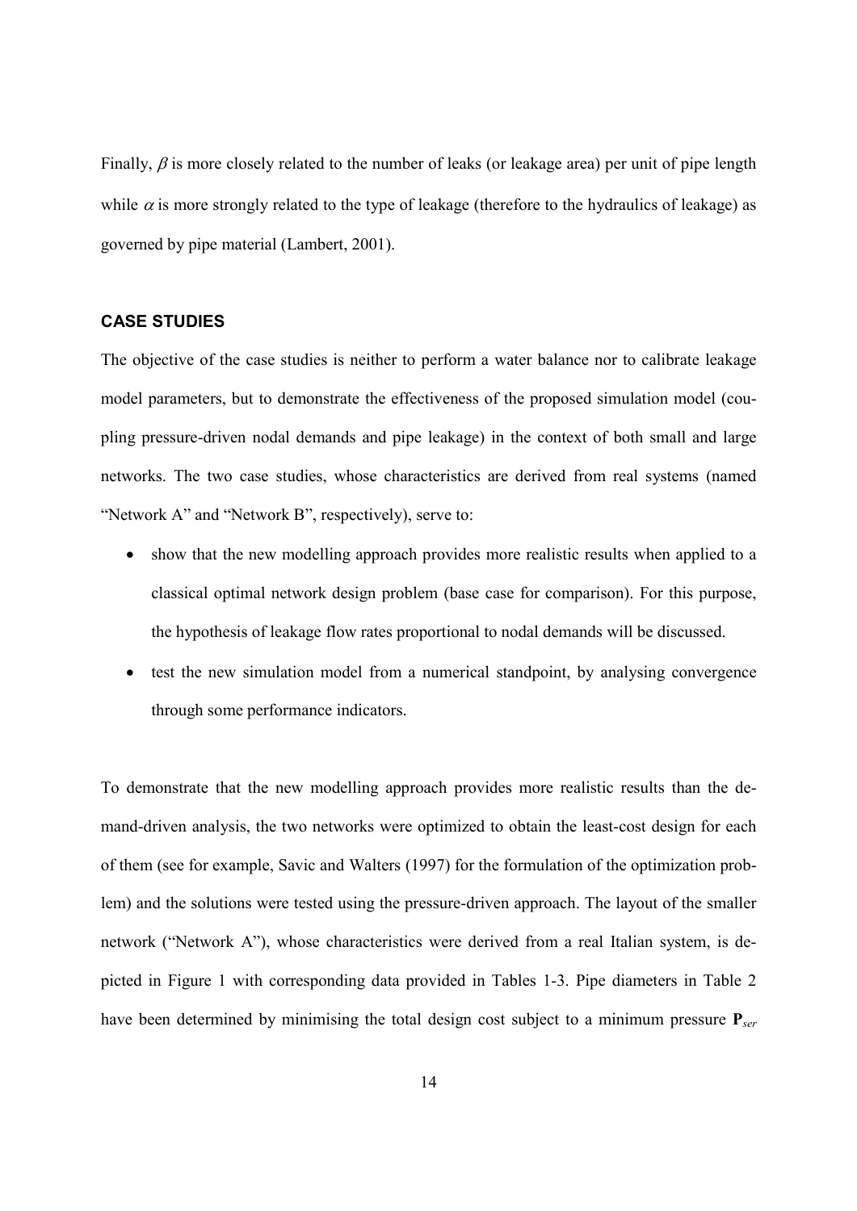Finally, $\beta$ is more closely related to the number of leaks (or leakage area) per unit of pipe length while $\alpha$ is more strongly related to the type of leakage (therefore to the hydraulics of leakage) as governed by pipe material (Lambert, 2001).

## CASE STUDIES

The objective of the case studies is neither to perform a water balance nor to calibrate leakage model parameters, but to demonstrate the effectiveness of the proposed simulation model (coupling pressure-driven nodal demands and pipe leakage) in the context of both small and large networks. The two case studies, whose characteristics are derived from real systems (named "Network A" and "Network B", respectively), serve to:

- show that the new modelling approach provides more realistic results when applied to a classical optimal network design problem (base case for comparison). For this purpose, the hypothesis of leakage flow rates proportional to nodal demands will be discussed.
- test the new simulation model from a numerical standpoint, by analysing convergence through some performance indicators.

To demonstrate that the new modelling approach provides more realistic results than the demand-driven analysis, the two networks were optimized to obtain the least-cost design for each of them (see for example, Savic and Walters (1997) for the formulation of the optimization problem) and the solutions were tested using the pressure-driven approach. The layout of the smaller network ("Network A"), whose characteristics were derived from a real Italian system, is depicted in Figure 1 with corresponding data provided in Tables 1-3. Pipe diameters in Table 2 have been determined by minimising the total design cost subject to a minimum pressure $\mathbf{P}_{ser}$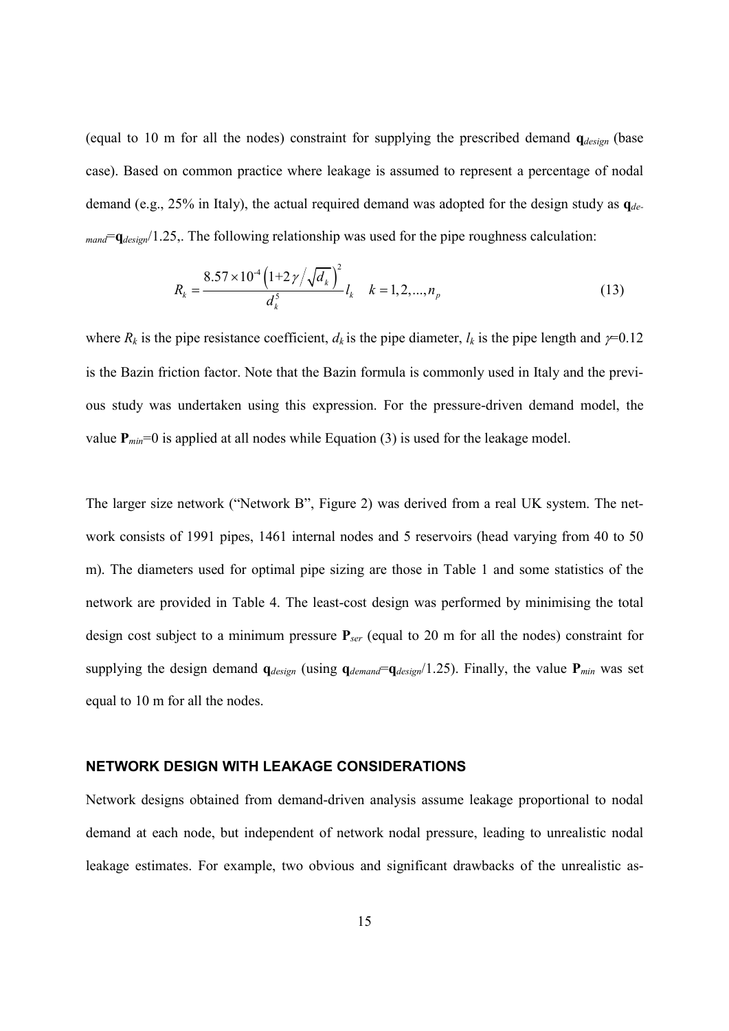(equal to 10 m for all the nodes) constraint for supplying the prescribed demand $\mathbf{q}_{design}$ (base case). Based on common practice where leakage is assumed to represent a percentage of nodal demand (e.g., 25% in Italy), the actual required demand was adopted for the design study as $\mathbf{q}_{demand}$=$\mathbf{q}_{design}$/1.25,. The following relationship was used for the pipe roughness calculation:

$$R_k = \frac{8.57 \times 10^{-4} \left(1 + 2\gamma / \sqrt{d_k}\right)^2}{d_k^5} l_k \quad k = 1, 2, ..., n_p \tag{13}$$

where $R_k$ is the pipe resistance coefficient, $d_k$ is the pipe diameter, $l_k$ is the pipe length and $\gamma$=0.12 is the Bazin friction factor. Note that the Bazin formula is commonly used in Italy and the previous study was undertaken using this expression. For the pressure-driven demand model, the value $\mathbf{P}_{min}$=0 is applied at all nodes while Equation (3) is used for the leakage model.

The larger size network ("Network B", Figure 2) was derived from a real UK system. The network consists of 1991 pipes, 1461 internal nodes and 5 reservoirs (head varying from 40 to 50 m). The diameters used for optimal pipe sizing are those in Table 1 and some statistics of the network are provided in Table 4. The least-cost design was performed by minimising the total design cost subject to a minimum pressure $\mathbf{P}_{ser}$ (equal to 20 m for all the nodes) constraint for supplying the design demand $\mathbf{q}_{design}$ (using $\mathbf{q}_{demand}$=$\mathbf{q}_{design}$/1.25). Finally, the value $\mathbf{P}_{min}$ was set equal to 10 m for all the nodes.

## NETWORK DESIGN WITH LEAKAGE CONSIDERATIONS

Network designs obtained from demand-driven analysis assume leakage proportional to nodal demand at each node, but independent of network nodal pressure, leading to unrealistic nodal leakage estimates. For example, two obvious and significant drawbacks of the unrealistic as-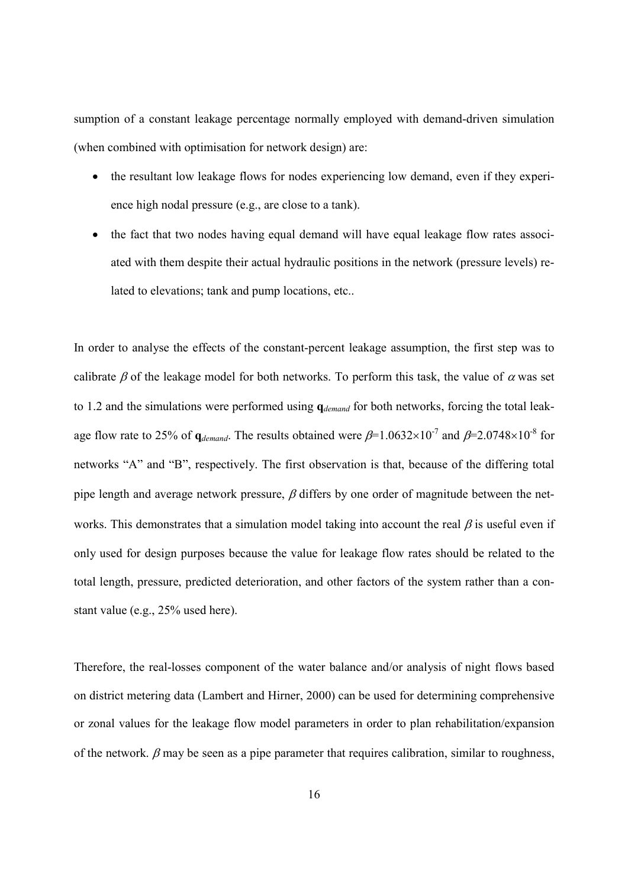sumption of a constant leakage percentage normally employed with demand-driven simulation (when combined with optimisation for network design) are:

- the resultant low leakage flows for nodes experiencing low demand, even if they experience high nodal pressure (e.g., are close to a tank).
- the fact that two nodes having equal demand will have equal leakage flow rates associated with them despite their actual hydraulic positions in the network (pressure levels) related to elevations; tank and pump locations, etc..

In order to analyse the effects of the constant-percent leakage assumption, the first step was to calibrate $\beta$ of the leakage model for both networks. To perform this task, the value of $\alpha$ was set to 1.2 and the simulations were performed using $\mathbf{q}_{demand}$ for both networks, forcing the total leakage flow rate to 25% of $\mathbf{q}_{demand}$. The results obtained were $\beta=1.0632\times10^{-7}$ and $\beta=2.0748\times10^{-8}$ for networks "A" and "B", respectively. The first observation is that, because of the differing total pipe length and average network pressure, $\beta$ differs by one order of magnitude between the networks. This demonstrates that a simulation model taking into account the real $\beta$ is useful even if only used for design purposes because the value for leakage flow rates should be related to the total length, pressure, predicted deterioration, and other factors of the system rather than a constant value (e.g., 25% used here).

Therefore, the real-losses component of the water balance and/or analysis of night flows based on district metering data (Lambert and Hirner, 2000) can be used for determining comprehensive or zonal values for the leakage flow model parameters in order to plan rehabilitation/expansion of the network. $\beta$ may be seen as a pipe parameter that requires calibration, similar to roughness,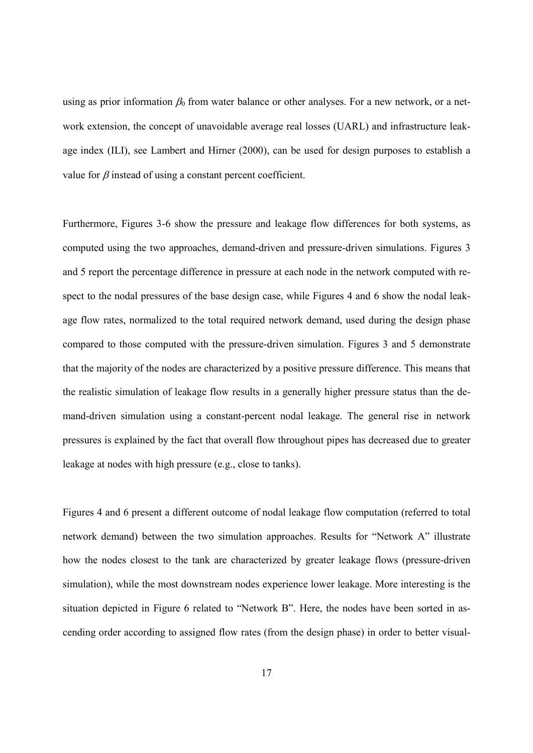using as prior information $\beta_0$ from water balance or other analyses. For a new network, or a network extension, the concept of unavoidable average real losses (UARL) and infrastructure leakage index (ILI), see Lambert and Hirner (2000), can be used for design purposes to establish a value for $\beta$ instead of using a constant percent coefficient.

Furthermore, Figures 3-6 show the pressure and leakage flow differences for both systems, as computed using the two approaches, demand-driven and pressure-driven simulations. Figures 3 and 5 report the percentage difference in pressure at each node in the network computed with respect to the nodal pressures of the base design case, while Figures 4 and 6 show the nodal leakage flow rates, normalized to the total required network demand, used during the design phase compared to those computed with the pressure-driven simulation. Figures 3 and 5 demonstrate that the majority of the nodes are characterized by a positive pressure difference. This means that the realistic simulation of leakage flow results in a generally higher pressure status than the demand-driven simulation using a constant-percent nodal leakage. The general rise in network pressures is explained by the fact that overall flow throughout pipes has decreased due to greater leakage at nodes with high pressure (e.g., close to tanks).

Figures 4 and 6 present a different outcome of nodal leakage flow computation (referred to total network demand) between the two simulation approaches. Results for "Network A" illustrate how the nodes closest to the tank are characterized by greater leakage flows (pressure-driven simulation), while the most downstream nodes experience lower leakage. More interesting is the situation depicted in Figure 6 related to "Network B". Here, the nodes have been sorted in ascending order according to assigned flow rates (from the design phase) in order to better visual-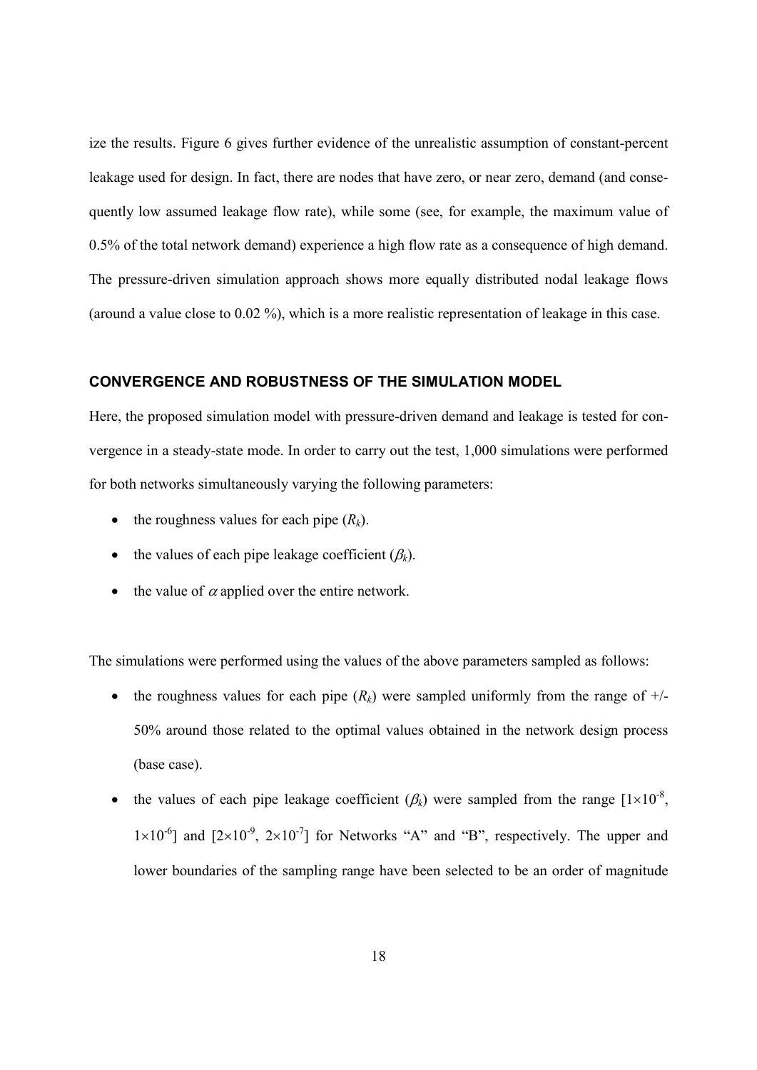ize the results. Figure 6 gives further evidence of the unrealistic assumption of constant-percent leakage used for design. In fact, there are nodes that have zero, or near zero, demand (and consequently low assumed leakage flow rate), while some (see, for example, the maximum value of 0.5% of the total network demand) experience a high flow rate as a consequence of high demand. The pressure-driven simulation approach shows more equally distributed nodal leakage flows (around a value close to 0.02 %), which is a more realistic representation of leakage in this case.

## CONVERGENCE AND ROBUSTNESS OF THE SIMULATION MODEL

Here, the proposed simulation model with pressure-driven demand and leakage is tested for convergence in a steady-state mode. In order to carry out the test, 1,000 simulations were performed for both networks simultaneously varying the following parameters:

- the roughness values for each pipe ($R_k$).
- the values of each pipe leakage coefficient ($\beta_k$).
- the value of $\alpha$ applied over the entire network.

The simulations were performed using the values of the above parameters sampled as follows:

- the roughness values for each pipe ($R_k$) were sampled uniformly from the range of +/- 50% around those related to the optimal values obtained in the network design process (base case).
- the values of each pipe leakage coefficient ($\beta_k$) were sampled from the range $[1\times10^{-8}, 1\times10^{-6}]$ and $[2\times10^{-9}, 2\times10^{-7}]$ for Networks "A" and "B", respectively. The upper and lower boundaries of the sampling range have been selected to be an order of magnitude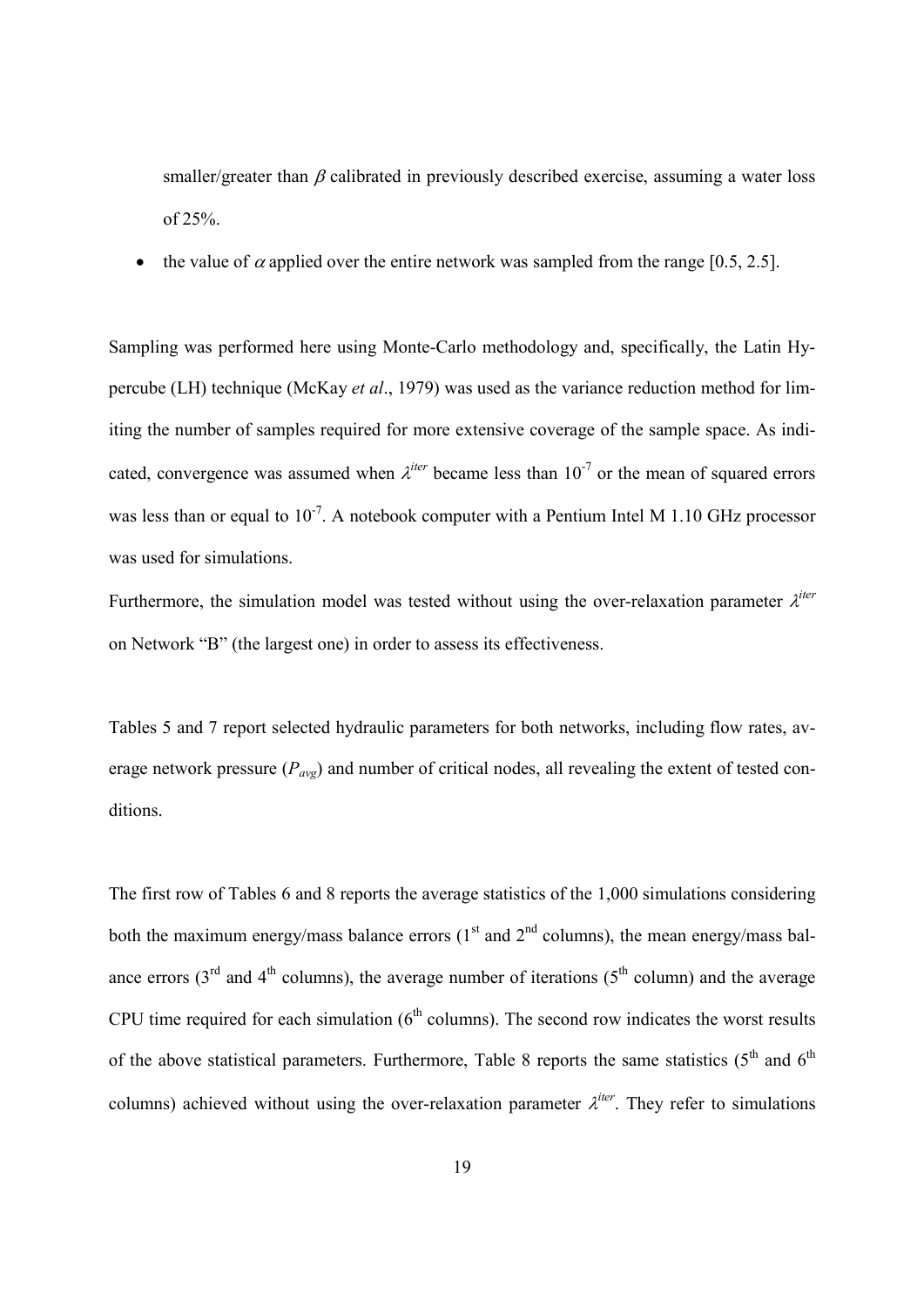smaller/greater than $\beta$ calibrated in previously described exercise, assuming a water loss of 25%.

- the value of $\alpha$ applied over the entire network was sampled from the range [0.5, 2.5].

Sampling was performed here using Monte-Carlo methodology and, specifically, the Latin Hypercube (LH) technique (McKay *et al*., 1979) was used as the variance reduction method for limiting the number of samples required for more extensive coverage of the sample space. As indicated, convergence was assumed when $\lambda^{iter}$ became less than $10^{-7}$ or the mean of squared errors was less than or equal to $10^{-7}$. A notebook computer with a Pentium Intel M 1.10 GHz processor was used for simulations.

Furthermore, the simulation model was tested without using the over-relaxation parameter $\lambda^{iter}$ on Network "B" (the largest one) in order to assess its effectiveness.

Tables 5 and 7 report selected hydraulic parameters for both networks, including flow rates, average network pressure ($P_{avg}$) and number of critical nodes, all revealing the extent of tested conditions.

The first row of Tables 6 and 8 reports the average statistics of the 1,000 simulations considering both the maximum energy/mass balance errors (1st and 2nd columns), the mean energy/mass balance errors (3rd and 4th columns), the average number of iterations (5th column) and the average CPU time required for each simulation (6th columns). The second row indicates the worst results of the above statistical parameters. Furthermore, Table 8 reports the same statistics (5th and 6th columns) achieved without using the over-relaxation parameter $\lambda^{iter}$. They refer to simulations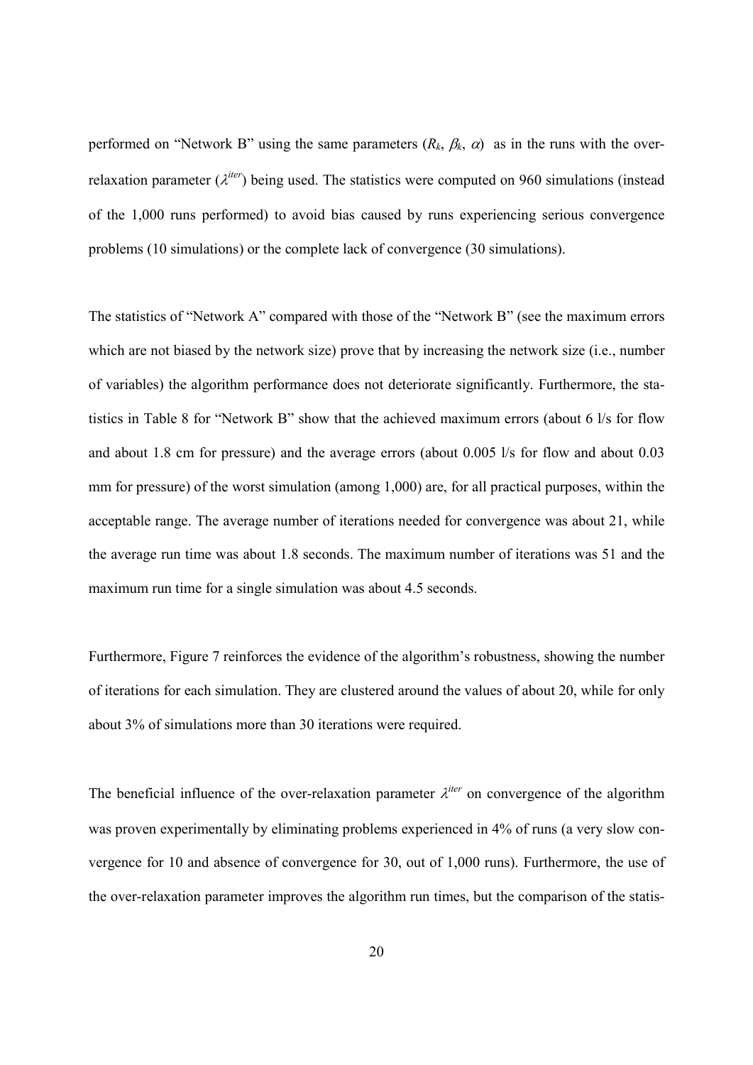performed on “Network B” using the same parameters ($R_k$, $\beta_k$, $\alpha$) as in the runs with the over-relaxation parameter ($\lambda^{iter}$) being used. The statistics were computed on 960 simulations (instead of the 1,000 runs performed) to avoid bias caused by runs experiencing serious convergence problems (10 simulations) or the complete lack of convergence (30 simulations).

The statistics of “Network A” compared with those of the “Network B” (see the maximum errors which are not biased by the network size) prove that by increasing the network size (i.e., number of variables) the algorithm performance does not deteriorate significantly. Furthermore, the statistics in Table 8 for “Network B” show that the achieved maximum errors (about 6 l/s for flow and about 1.8 cm for pressure) and the average errors (about 0.005 l/s for flow and about 0.03 mm for pressure) of the worst simulation (among 1,000) are, for all practical purposes, within the acceptable range. The average number of iterations needed for convergence was about 21, while the average run time was about 1.8 seconds. The maximum number of iterations was 51 and the maximum run time for a single simulation was about 4.5 seconds.

Furthermore, Figure 7 reinforces the evidence of the algorithm’s robustness, showing the number of iterations for each simulation. They are clustered around the values of about 20, while for only about 3% of simulations more than 30 iterations were required.

The beneficial influence of the over-relaxation parameter $\lambda^{iter}$ on convergence of the algorithm was proven experimentally by eliminating problems experienced in 4% of runs (a very slow convergence for 10 and absence of convergence for 30, out of 1,000 runs). Furthermore, the use of the over-relaxation parameter improves the algorithm run times, but the comparison of the statis-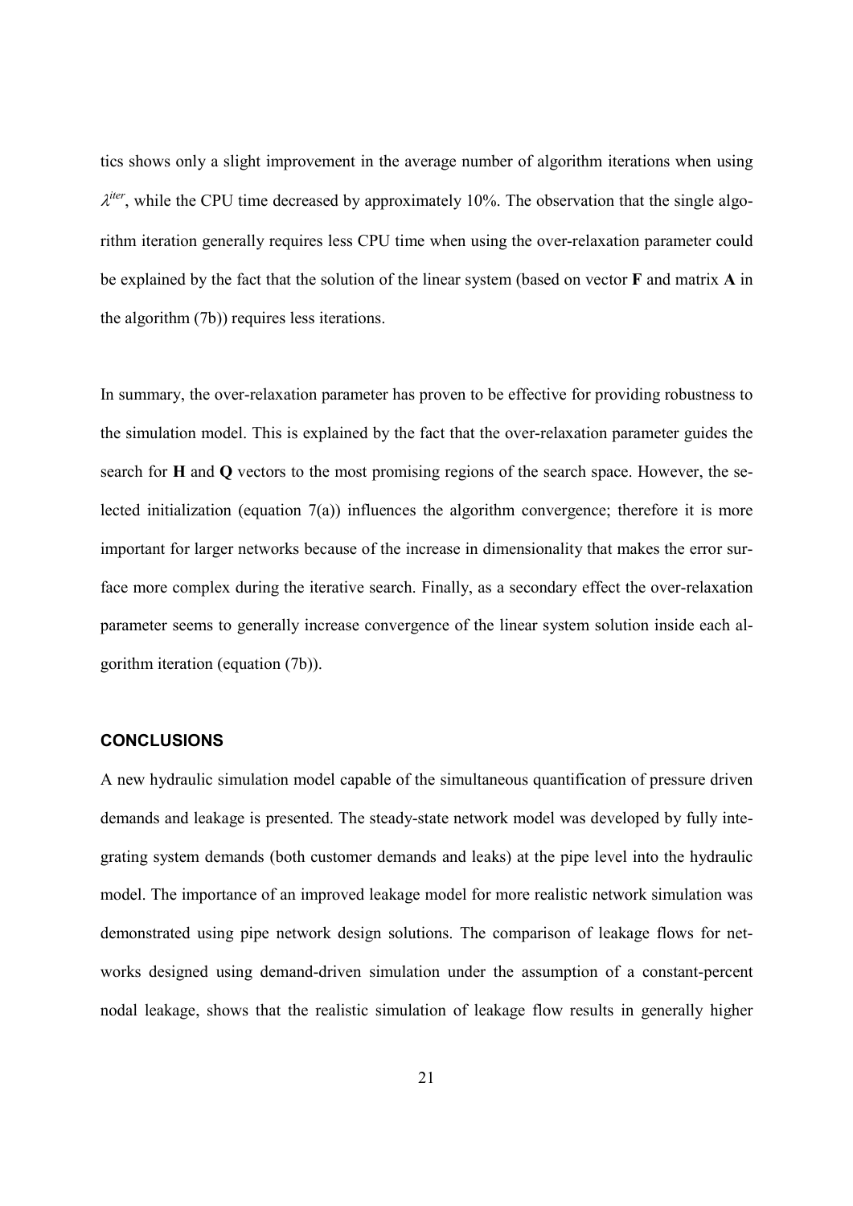tics shows only a slight improvement in the average number of algorithm iterations when using $\lambda^{iter}$, while the CPU time decreased by approximately 10%. The observation that the single algorithm iteration generally requires less CPU time when using the over-relaxation parameter could be explained by the fact that the solution of the linear system (based on vector **F** and matrix **A** in the algorithm (7b)) requires less iterations.

In summary, the over-relaxation parameter has proven to be effective for providing robustness to the simulation model. This is explained by the fact that the over-relaxation parameter guides the search for **H** and **Q** vectors to the most promising regions of the search space. However, the selected initialization (equation 7(a)) influences the algorithm convergence; therefore it is more important for larger networks because of the increase in dimensionality that makes the error surface more complex during the iterative search. Finally, as a secondary effect the over-relaxation parameter seems to generally increase convergence of the linear system solution inside each algorithm iteration (equation (7b)).

## CONCLUSIONS

A new hydraulic simulation model capable of the simultaneous quantification of pressure driven demands and leakage is presented. The steady-state network model was developed by fully integrating system demands (both customer demands and leaks) at the pipe level into the hydraulic model. The importance of an improved leakage model for more realistic network simulation was demonstrated using pipe network design solutions. The comparison of leakage flows for networks designed using demand-driven simulation under the assumption of a constant-percent nodal leakage, shows that the realistic simulation of leakage flow results in generally higher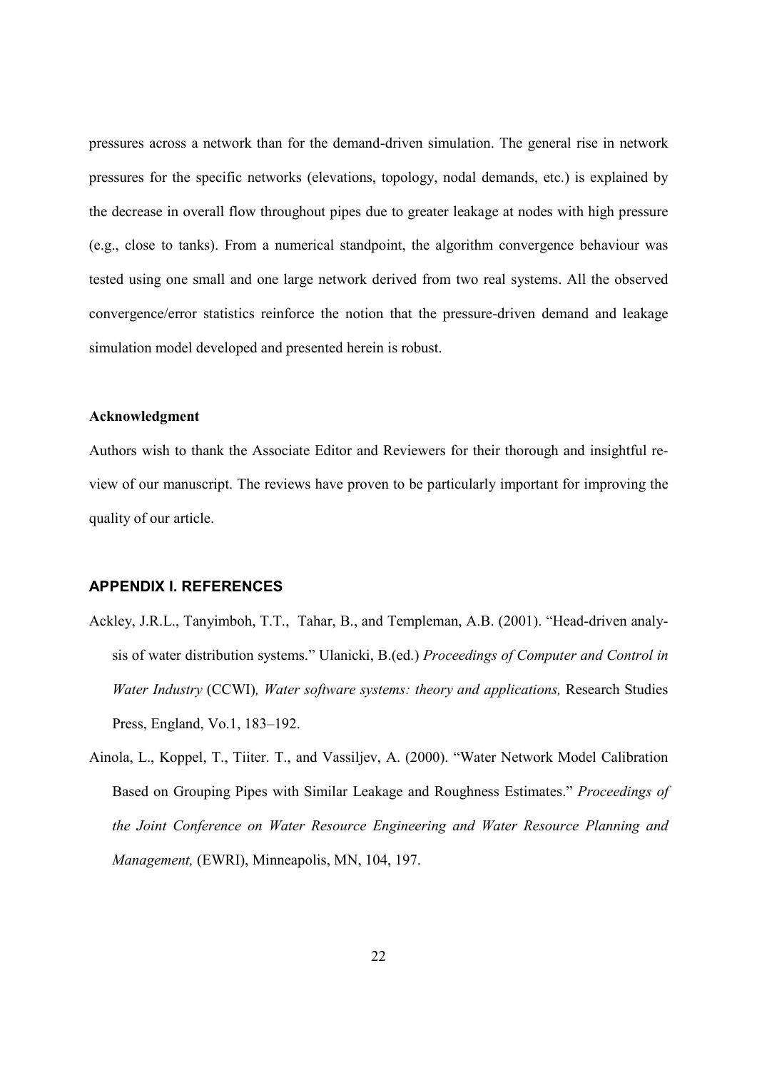pressures across a network than for the demand-driven simulation. The general rise in network pressures for the specific networks (elevations, topology, nodal demands, etc.) is explained by the decrease in overall flow throughout pipes due to greater leakage at nodes with high pressure (e.g., close to tanks). From a numerical standpoint, the algorithm convergence behaviour was tested using one small and one large network derived from two real systems. All the observed convergence/error statistics reinforce the notion that the pressure-driven demand and leakage simulation model developed and presented herein is robust.

**Acknowledgment**

Authors wish to thank the Associate Editor and Reviewers for their thorough and insightful review of our manuscript. The reviews have proven to be particularly important for improving the quality of our article.

## APPENDIX I. REFERENCES

Ackley, J.R.L., Tanyimboh, T.T., Tahar, B., and Templeman, A.B. (2001). "Head-driven analysis of water distribution systems." Ulanicki, B.(ed.) *Proceedings of Computer and Control in Water Industry* (CCWI)*, Water software systems: theory and applications,* Research Studies Press, England, Vo.1, 183–192.

Ainola, L., Koppel, T., Tiiter. T., and Vassiljev, A. (2000). "Water Network Model Calibration Based on Grouping Pipes with Similar Leakage and Roughness Estimates." *Proceedings of the Joint Conference on Water Resource Engineering and Water Resource Planning and Management,* (EWRI), Minneapolis, MN, 104, 197.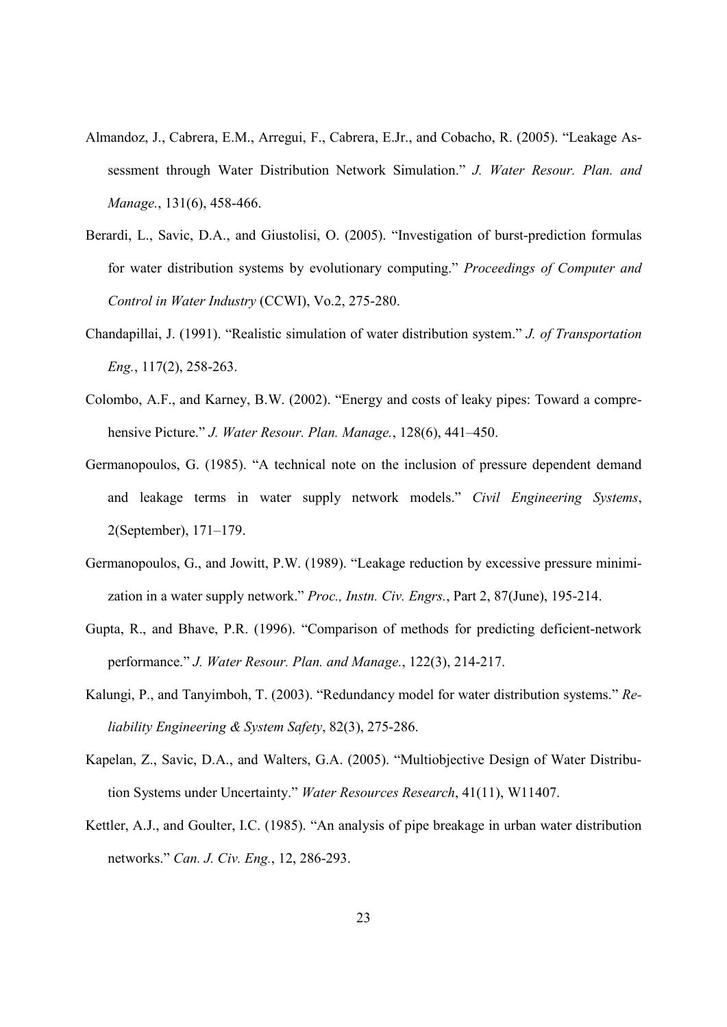Almandoz, J., Cabrera, E.M., Arregui, F., Cabrera, E.Jr., and Cobacho, R. (2005). "Leakage Assessment through Water Distribution Network Simulation." *J. Water Resour. Plan. and Manage.*, 131(6), 458-466.

Berardi, L., Savic, D.A., and Giustolisi, O. (2005). "Investigation of burst-prediction formulas for water distribution systems by evolutionary computing." *Proceedings of Computer and Control in Water Industry* (CCWI), Vo.2, 275-280.

Chandapillai, J. (1991). "Realistic simulation of water distribution system." *J. of Transportation Eng.*, 117(2), 258-263.

Colombo, A.F., and Karney, B.W. (2002). "Energy and costs of leaky pipes: Toward a comprehensive Picture." *J. Water Resour. Plan. Manage.*, 128(6), 441–450.

Germanopoulos, G. (1985). "A technical note on the inclusion of pressure dependent demand and leakage terms in water supply network models." *Civil Engineering Systems*, 2(September), 171–179.

Germanopoulos, G., and Jowitt, P.W. (1989). "Leakage reduction by excessive pressure minimization in a water supply network." *Proc., Instn. Civ. Engrs.*, Part 2, 87(June), 195-214.

Gupta, R., and Bhave, P.R. (1996). "Comparison of methods for predicting deficient-network performance." *J. Water Resour. Plan. and Manage.*, 122(3), 214-217.

Kalungi, P., and Tanyimboh, T. (2003). "Redundancy model for water distribution systems." *Reliability Engineering & System Safety*, 82(3), 275-286.

Kapelan, Z., Savic, D.A., and Walters, G.A. (2005). "Multiobjective Design of Water Distribution Systems under Uncertainty." *Water Resources Research*, 41(11), W11407.

Kettler, A.J., and Goulter, I.C. (1985). "An analysis of pipe breakage in urban water distribution networks." *Can. J. Civ. Eng.*, 12, 286-293.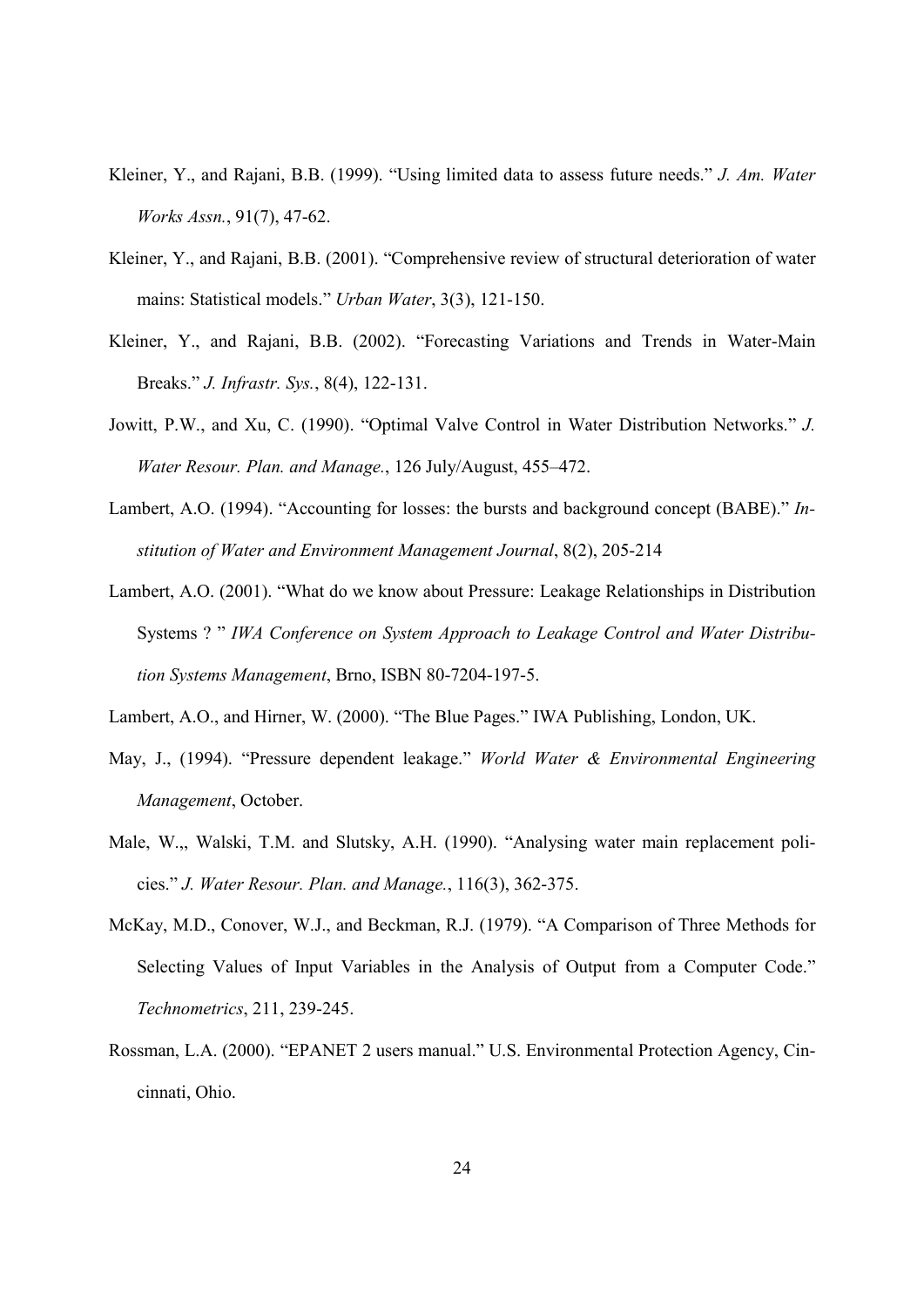Kleiner, Y., and Rajani, B.B. (1999). “Using limited data to assess future needs.” *J. Am. Water Works Assn.*, 91(7), 47-62.

Kleiner, Y., and Rajani, B.B. (2001). “Comprehensive review of structural deterioration of water mains: Statistical models.” *Urban Water*, 3(3), 121-150.

Kleiner, Y., and Rajani, B.B. (2002). “Forecasting Variations and Trends in Water-Main Breaks.” *J. Infrastr. Sys.*, 8(4), 122-131.

Jowitt, P.W., and Xu, C. (1990). “Optimal Valve Control in Water Distribution Networks.” *J. Water Resour. Plan. and Manage.*, 126 July/August, 455–472.

Lambert, A.O. (1994). “Accounting for losses: the bursts and background concept (BABE).” *Institution of Water and Environment Management Journal*, 8(2), 205-214

Lambert, A.O. (2001). “What do we know about Pressure: Leakage Relationships in Distribution Systems ? ” *IWA Conference on System Approach to Leakage Control and Water Distribution Systems Management*, Brno, ISBN 80-7204-197-5.

Lambert, A.O., and Hirner, W. (2000). “The Blue Pages.” IWA Publishing, London, UK.

May, J., (1994). “Pressure dependent leakage.” *World Water & Environmental Engineering Management*, October.

Male, W.,, Walski, T.M. and Slutsky, A.H. (1990). “Analysing water main replacement policies.” *J. Water Resour. Plan. and Manage.*, 116(3), 362-375.

McKay, M.D., Conover, W.J., and Beckman, R.J. (1979). “A Comparison of Three Methods for Selecting Values of Input Variables in the Analysis of Output from a Computer Code.” *Technometrics*, 211, 239-245.

Rossman, L.A. (2000). “EPANET 2 users manual.” U.S. Environmental Protection Agency, Cincinnati, Ohio.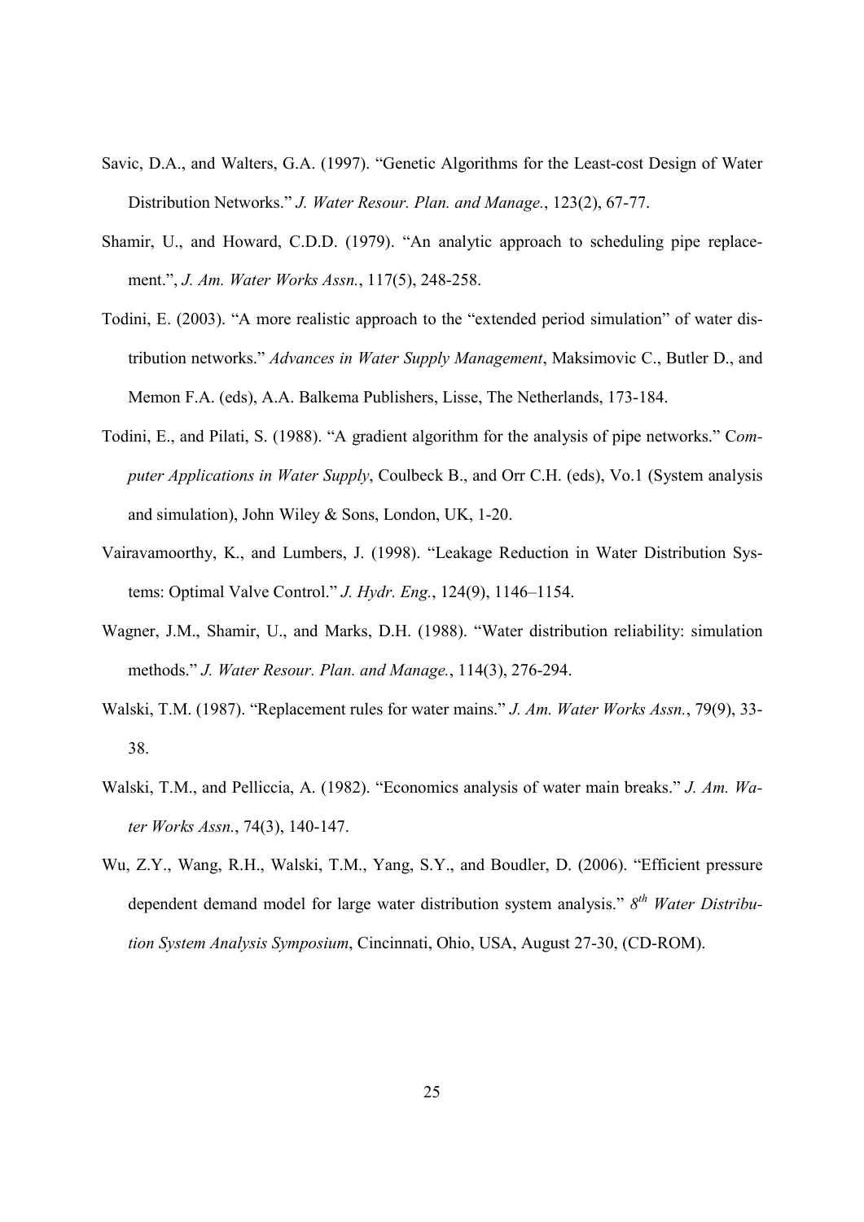Savic, D.A., and Walters, G.A. (1997). "Genetic Algorithms for the Least-cost Design of Water Distribution Networks." *J. Water Resour. Plan. and Manage.*, 123(2), 67-77.

Shamir, U., and Howard, C.D.D. (1979). "An analytic approach to scheduling pipe replacement.", *J. Am. Water Works Assn.*, 117(5), 248-258.

Todini, E. (2003). "A more realistic approach to the "extended period simulation" of water distribution networks." *Advances in Water Supply Management*, Maksimovic C., Butler D., and Memon F.A. (eds), A.A. Balkema Publishers, Lisse, The Netherlands, 173-184.

Todini, E., and Pilati, S. (1988). "A gradient algorithm for the analysis of pipe networks." C*omputer Applications in Water Supply*, Coulbeck B., and Orr C.H. (eds), Vo.1 (System analysis and simulation), John Wiley & Sons, London, UK, 1-20.

Vairavamoorthy, K., and Lumbers, J. (1998). "Leakage Reduction in Water Distribution Systems: Optimal Valve Control." *J. Hydr. Eng.*, 124(9), 1146–1154.

Wagner, J.M., Shamir, U., and Marks, D.H. (1988). "Water distribution reliability: simulation methods." *J. Water Resour. Plan. and Manage.*, 114(3), 276-294.

Walski, T.M. (1987). "Replacement rules for water mains." *J. Am. Water Works Assn.*, 79(9), 33-38.

Walski, T.M., and Pelliccia, A. (1982). "Economics analysis of water main breaks." *J. Am. Water Works Assn.*, 74(3), 140-147.

Wu, Z.Y., Wang, R.H., Walski, T.M., Yang, S.Y., and Boudler, D. (2006). "Efficient pressure dependent demand model for large water distribution system analysis." *8th Water Distribution System Analysis Symposium*, Cincinnati, Ohio, USA, August 27-30, (CD-ROM).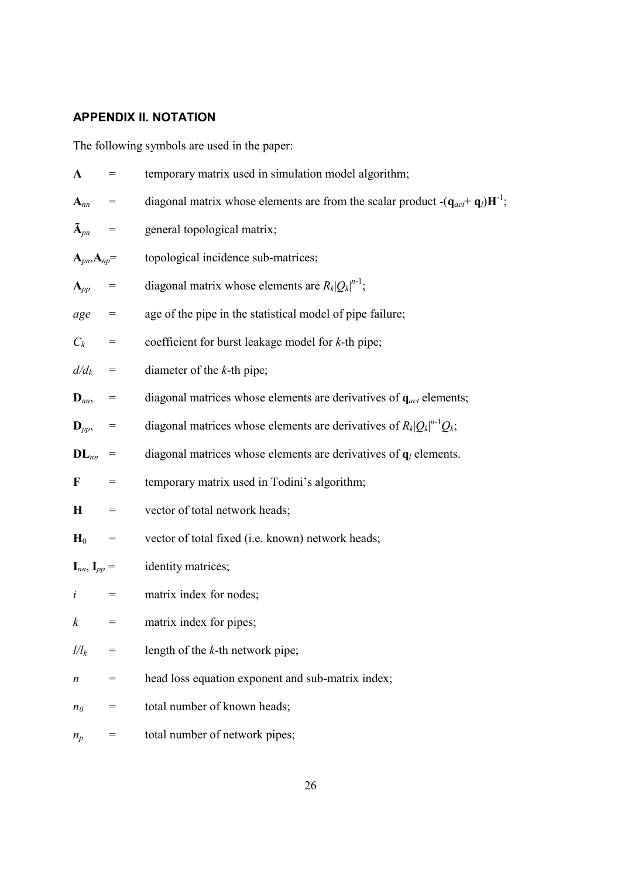## APPENDIX II. NOTATION

The following symbols are used in the paper:

$\mathbf{A}$ = temporary matrix used in simulation model algorithm;

$\mathbf{A}_{nn}$ = diagonal matrix whose elements are from the scalar product $-(\mathbf{q}_{act}+\mathbf{q}_l)\mathbf{H}^{-1}$;

$\bar{\mathbf{A}}_{pn}$ = general topological matrix;

$\mathbf{A}_{pn},\mathbf{A}_{np}$= topological incidence sub-matrices;

$\mathbf{A}_{pp}$ = diagonal matrix whose elements are $R_k|Q_k|^{n-1}$;

$age$ = age of the pipe in the statistical model of pipe failure;

$C_k$ = coefficient for burst leakage model for $k$-th pipe;

$d/d_k$ = diameter of the $k$-th pipe;

$\mathbf{D}_{nn}$, = diagonal matrices whose elements are derivatives of $\mathbf{q}_{act}$ elements;

$\mathbf{D}_{pp}$, = diagonal matrices whose elements are derivatives of $R_k|Q_k|^{n-1}Q_k$;

$\mathbf{DL}_{nn}$ = diagonal matrices whose elements are derivatives of $\mathbf{q}_l$ elements.

$\mathbf{F}$ = temporary matrix used in Todini's algorithm;

$\mathbf{H}$ = vector of total network heads;

$\mathbf{H}_0$ = vector of total fixed (i.e. known) network heads;

$\mathbf{I}_{nn}$, $\mathbf{I}_{pp}$ = identity matrices;

$i$ = matrix index for nodes;

$k$ = matrix index for pipes;

$l/l_k$ = length of the $k$-th network pipe;

$n$ = head loss equation exponent and sub-matrix index;

$n_0$ = total number of known heads;

$n_p$ = total number of network pipes;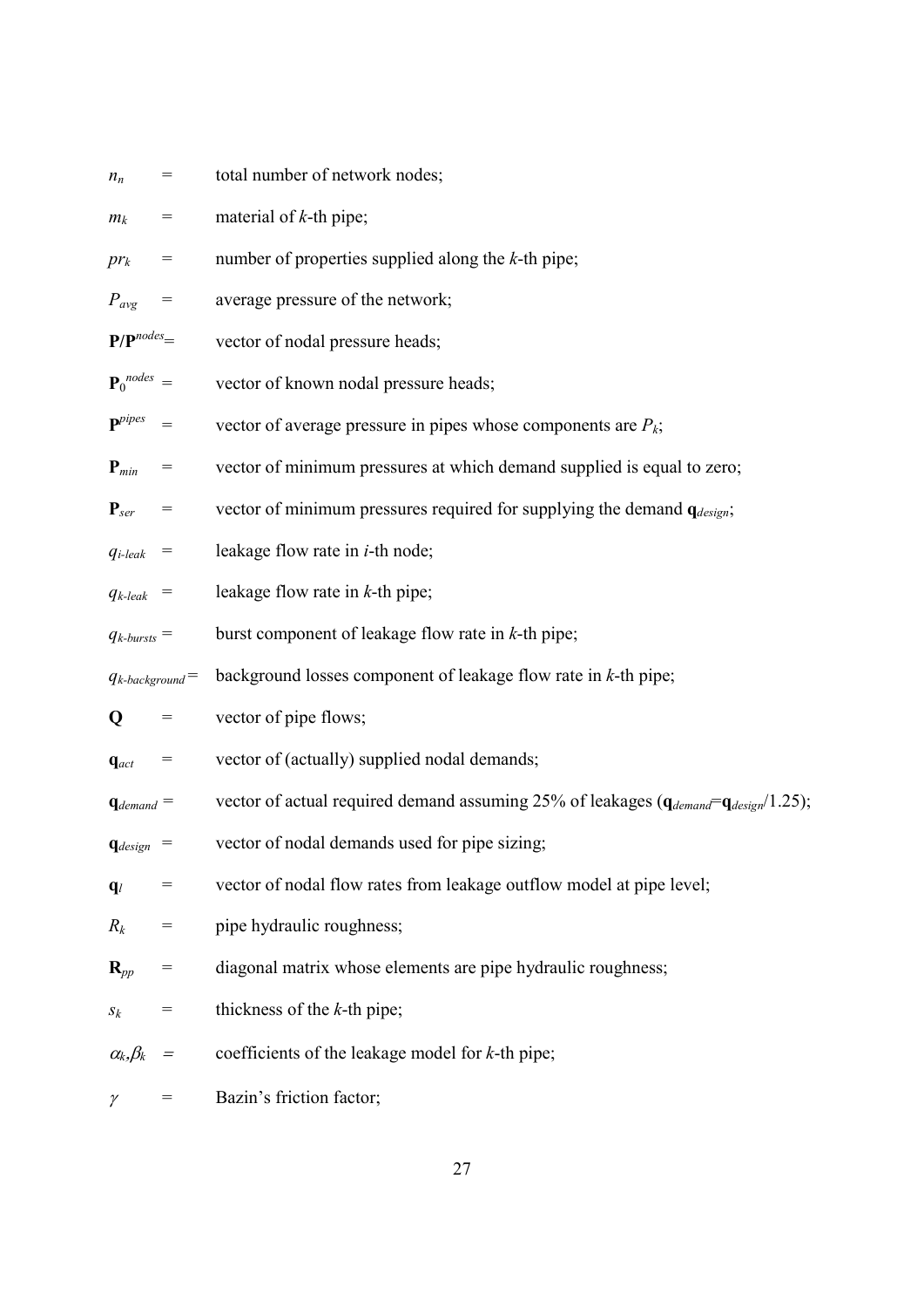$n_n$ = total number of network nodes;

$m_k$ = material of $k$-th pipe;

$pr_k$ = number of properties supplied along the $k$-th pipe;

$P_{avg}$ = average pressure of the network;

$\mathbf{P}/\mathbf{P}^{nodes}$ = vector of nodal pressure heads;

$\mathbf{P}_0^{nodes}$ = vector of known nodal pressure heads;

$\mathbf{P}^{pipes}$ = vector of average pressure in pipes whose components are $P_k$;

$\mathbf{P}_{min}$ = vector of minimum pressures at which demand supplied is equal to zero;

$\mathbf{P}_{ser}$ = vector of minimum pressures required for supplying the demand $\mathbf{q}_{design}$;

$q_{i\text{-}leak}$ = leakage flow rate in $i$-th node;

$q_{k\text{-}leak}$ = leakage flow rate in $k$-th pipe;

$q_{k\text{-}bursts}$ = burst component of leakage flow rate in $k$-th pipe;

$q_{k\text{-}background}$ = background losses component of leakage flow rate in $k$-th pipe;

$\mathbf{Q}$ = vector of pipe flows;

$\mathbf{q}_{act}$ = vector of (actually) supplied nodal demands;

$\mathbf{q}_{demand}$ = vector of actual required demand assuming 25% of leakages ($\mathbf{q}_{demand}=\mathbf{q}_{design}/1.25$);

$\mathbf{q}_{design}$ = vector of nodal demands used for pipe sizing;

$\mathbf{q}_l$ = vector of nodal flow rates from leakage outflow model at pipe level;

$R_k$ = pipe hydraulic roughness;

$\mathbf{R}_{pp}$ = diagonal matrix whose elements are pipe hydraulic roughness;

$s_k$ = thickness of the $k$-th pipe;

$\alpha_k,\beta_k$ = coefficients of the leakage model for $k$-th pipe;

$\gamma$ = Bazin's friction factor;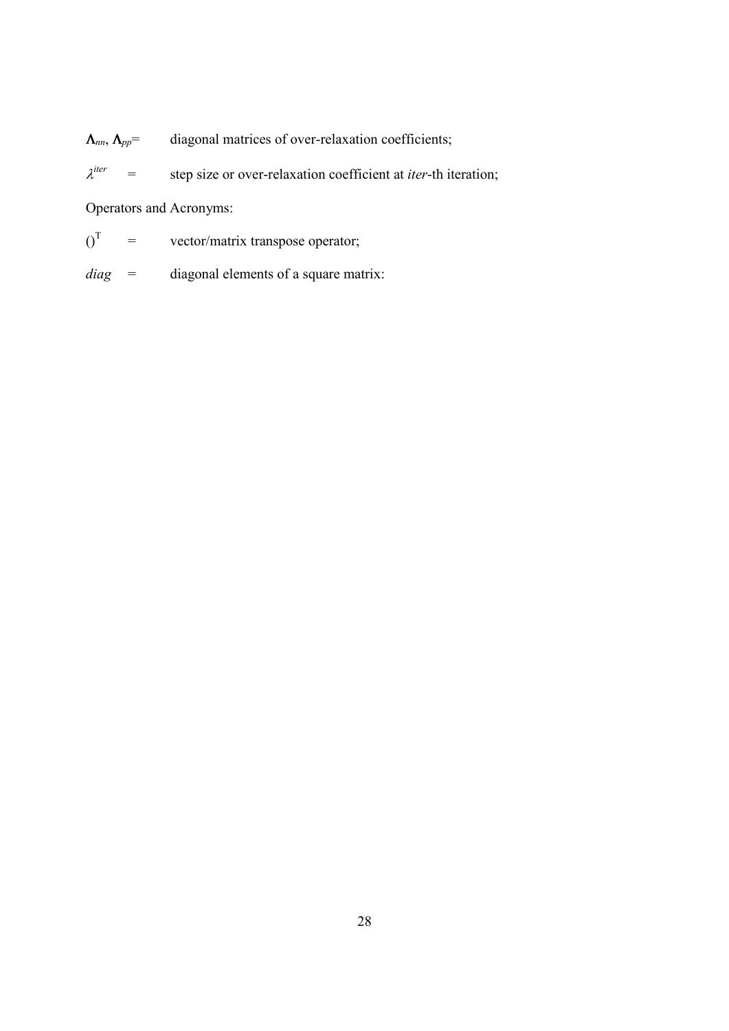$\mathbf{\Lambda}_{nn}$, $\mathbf{\Lambda}_{pp}$= diagonal matrices of over-relaxation coefficients;

$\lambda^{iter}$ = step size or over-relaxation coefficient at *iter*-th iteration;

Operators and Acronyms:

$()^{\mathrm{T}}$ = vector/matrix transpose operator;

*diag* = diagonal elements of a square matrix: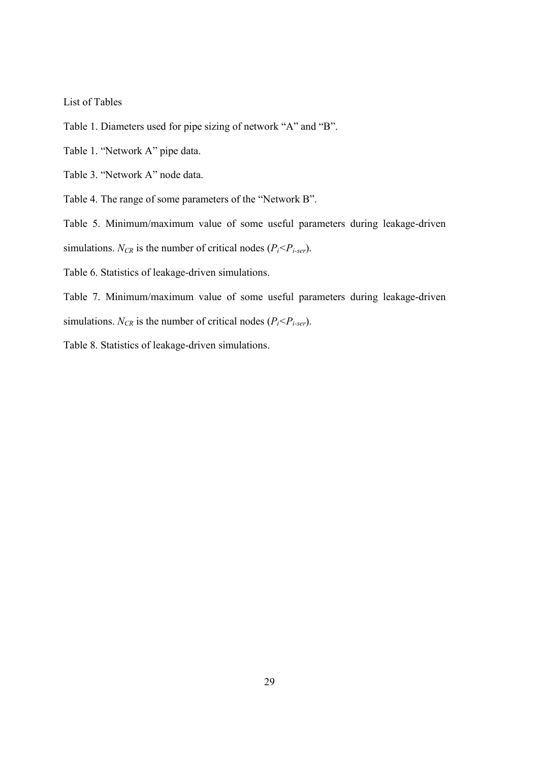List of Tables

Table 1. Diameters used for pipe sizing of network “A” and “B”.

Table 1. “Network A” pipe data.

Table 3. “Network A” node data.

Table 4. The range of some parameters of the “Network B”.

Table 5. Minimum/maximum value of some useful parameters during leakage-driven simulations. $N_{CR}$ is the number of critical nodes ($P_i$<$P_{i\text{-}ser}$).

Table 6. Statistics of leakage-driven simulations.

Table 7. Minimum/maximum value of some useful parameters during leakage-driven simulations. $N_{CR}$ is the number of critical nodes ($P_i$<$P_{i\text{-}ser}$).

Table 8. Statistics of leakage-driven simulations.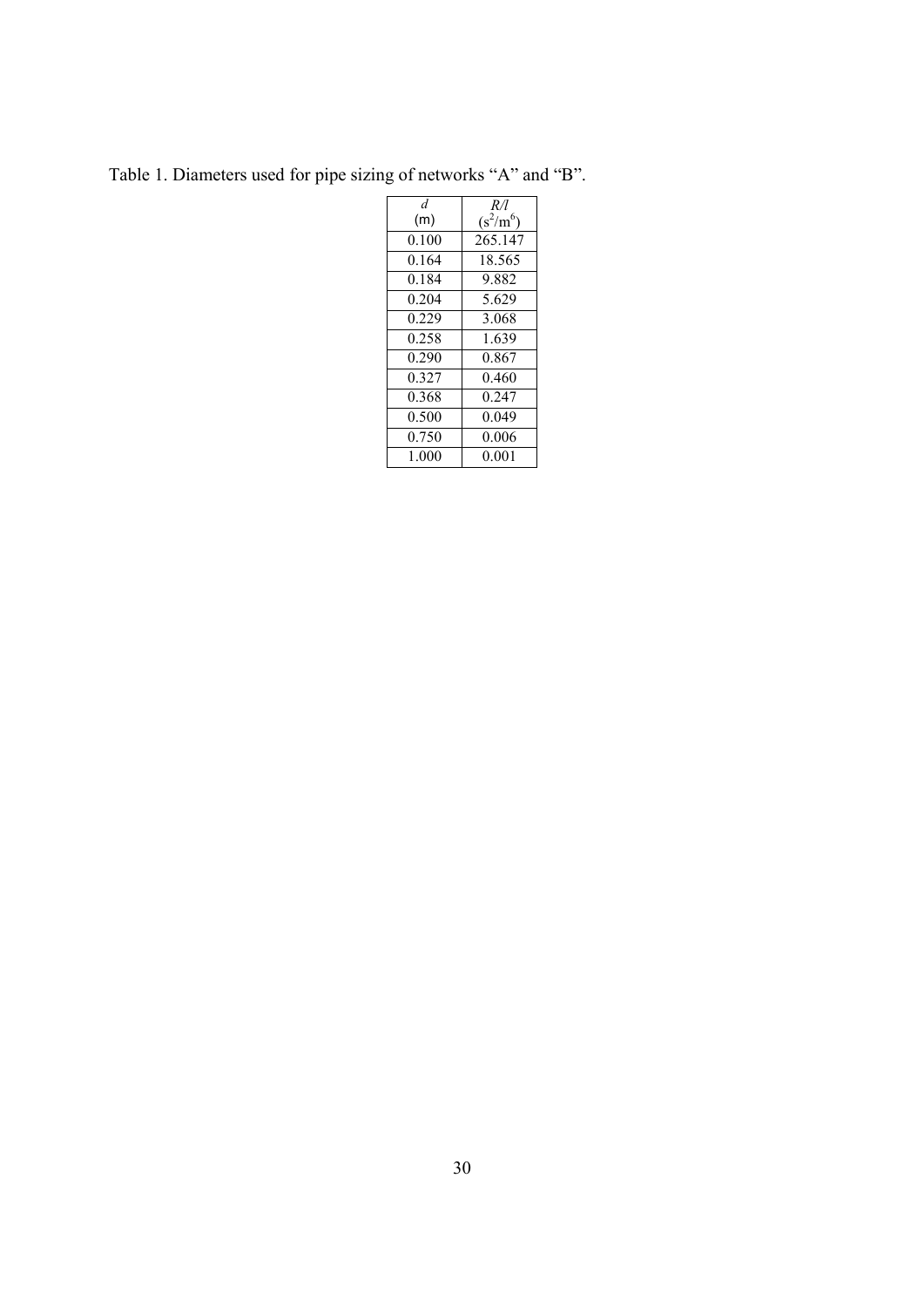Table 1. Diameters used for pipe sizing of networks "A" and "B".

| $d$ (m) | $R/l$ ($s^2/m^6$) |
|---|---|
| 0.100 | 265.147 |
| 0.164 | 18.565 |
| 0.184 | 9.882 |
| 0.204 | 5.629 |
| 0.229 | 3.068 |
| 0.258 | 1.639 |
| 0.290 | 0.867 |
| 0.327 | 0.460 |
| 0.368 | 0.247 |
| 0.500 | 0.049 |
| 0.750 | 0.006 |
| 1.000 | 0.001 |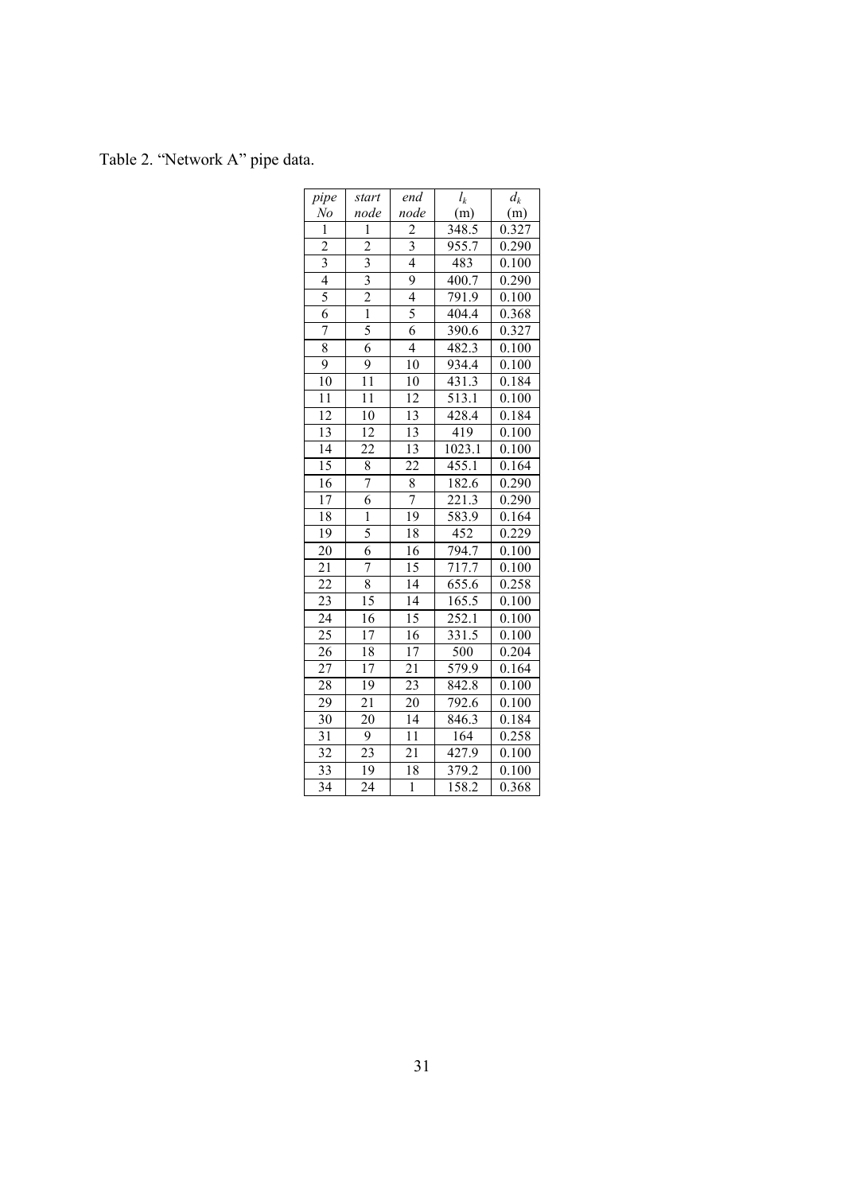Table 2. "Network A" pipe data.

| *pipe No* | *start node* | *end node* | $l_k$ (m) | $d_k$ (m) |
|---|---|---|---|---|
| 1 | 1 | 2 | 348.5 | 0.327 |
| 2 | 2 | 3 | 955.7 | 0.290 |
| 3 | 3 | 4 | 483 | 0.100 |
| 4 | 3 | 9 | 400.7 | 0.290 |
| 5 | 2 | 4 | 791.9 | 0.100 |
| 6 | 1 | 5 | 404.4 | 0.368 |
| 7 | 5 | 6 | 390.6 | 0.327 |
| 8 | 6 | 4 | 482.3 | 0.100 |
| 9 | 9 | 10 | 934.4 | 0.100 |
| 10 | 11 | 10 | 431.3 | 0.184 |
| 11 | 11 | 12 | 513.1 | 0.100 |
| 12 | 10 | 13 | 428.4 | 0.184 |
| 13 | 12 | 13 | 419 | 0.100 |
| 14 | 22 | 13 | 1023.1 | 0.100 |
| 15 | 8 | 22 | 455.1 | 0.164 |
| 16 | 7 | 8 | 182.6 | 0.290 |
| 17 | 6 | 7 | 221.3 | 0.290 |
| 18 | 1 | 19 | 583.9 | 0.164 |
| 19 | 5 | 18 | 452 | 0.229 |
| 20 | 6 | 16 | 794.7 | 0.100 |
| 21 | 7 | 15 | 717.7 | 0.100 |
| 22 | 8 | 14 | 655.6 | 0.258 |
| 23 | 15 | 14 | 165.5 | 0.100 |
| 24 | 16 | 15 | 252.1 | 0.100 |
| 25 | 17 | 16 | 331.5 | 0.100 |
| 26 | 18 | 17 | 500 | 0.204 |
| 27 | 17 | 21 | 579.9 | 0.164 |
| 28 | 19 | 23 | 842.8 | 0.100 |
| 29 | 21 | 20 | 792.6 | 0.100 |
| 30 | 20 | 14 | 846.3 | 0.184 |
| 31 | 9 | 11 | 164 | 0.258 |
| 32 | 23 | 21 | 427.9 | 0.100 |
| 33 | 19 | 18 | 379.2 | 0.100 |
| 34 | 24 | 1 | 158.2 | 0.368 |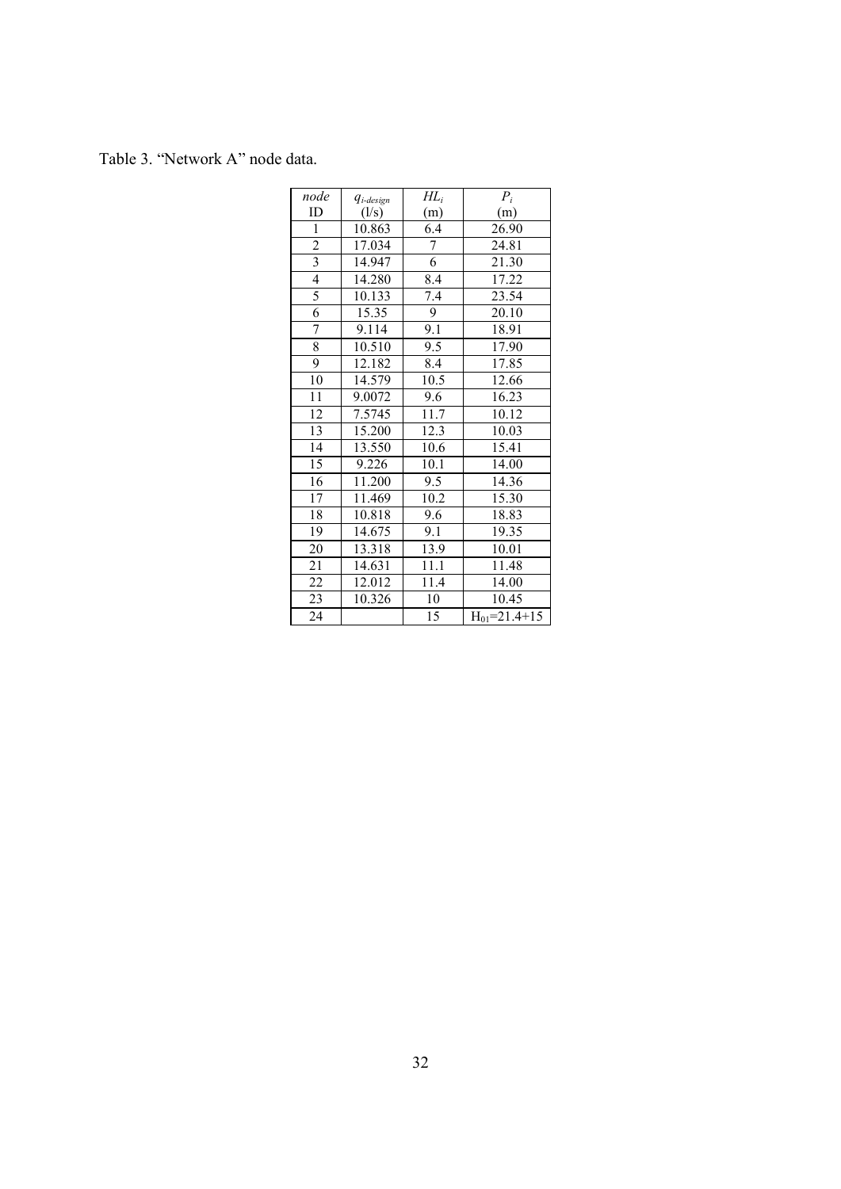Table 3. "Network A" node data.

| *node* ID | $q_{i\text{-}design}$ (l/s) | $HL_i$ (m) | $P_i$ (m) |
|---|---|---|---|
| 1 | 10.863 | 6.4 | 26.90 |
| 2 | 17.034 | 7 | 24.81 |
| 3 | 14.947 | 6 | 21.30 |
| 4 | 14.280 | 8.4 | 17.22 |
| 5 | 10.133 | 7.4 | 23.54 |
| 6 | 15.35 | 9 | 20.10 |
| 7 | 9.114 | 9.1 | 18.91 |
| 8 | 10.510 | 9.5 | 17.90 |
| 9 | 12.182 | 8.4 | 17.85 |
| 10 | 14.579 | 10.5 | 12.66 |
| 11 | 9.0072 | 9.6 | 16.23 |
| 12 | 7.5745 | 11.7 | 10.12 |
| 13 | 15.200 | 12.3 | 10.03 |
| 14 | 13.550 | 10.6 | 15.41 |
| 15 | 9.226 | 10.1 | 14.00 |
| 16 | 11.200 | 9.5 | 14.36 |
| 17 | 11.469 | 10.2 | 15.30 |
| 18 | 10.818 | 9.6 | 18.83 |
| 19 | 14.675 | 9.1 | 19.35 |
| 20 | 13.318 | 13.9 | 10.01 |
| 21 | 14.631 | 11.1 | 11.48 |
| 22 | 12.012 | 11.4 | 14.00 |
| 23 | 10.326 | 10 | 10.45 |
| 24 | | 15 | $H_{01}$=21.4+15 |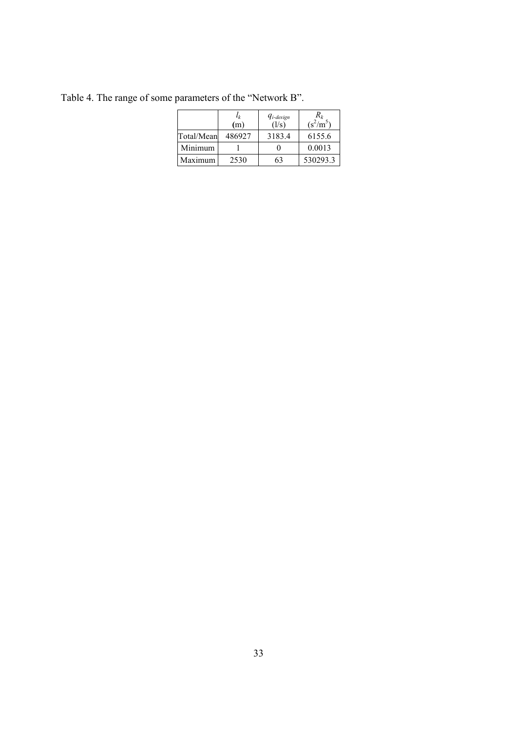Table 4. The range of some parameters of the "Network B".

| | $l_k$ (m) | $q_{i\text{-}design}$ (l/s) | $R_k$ ($s^2/m^5$) |
|---|---|---|---|
| Total/Mean | 486927 | 3183.4 | 6155.6 |
| Minimum | 1 | 0 | 0.0013 |
| Maximum | 2530 | 63 | 530293.3 |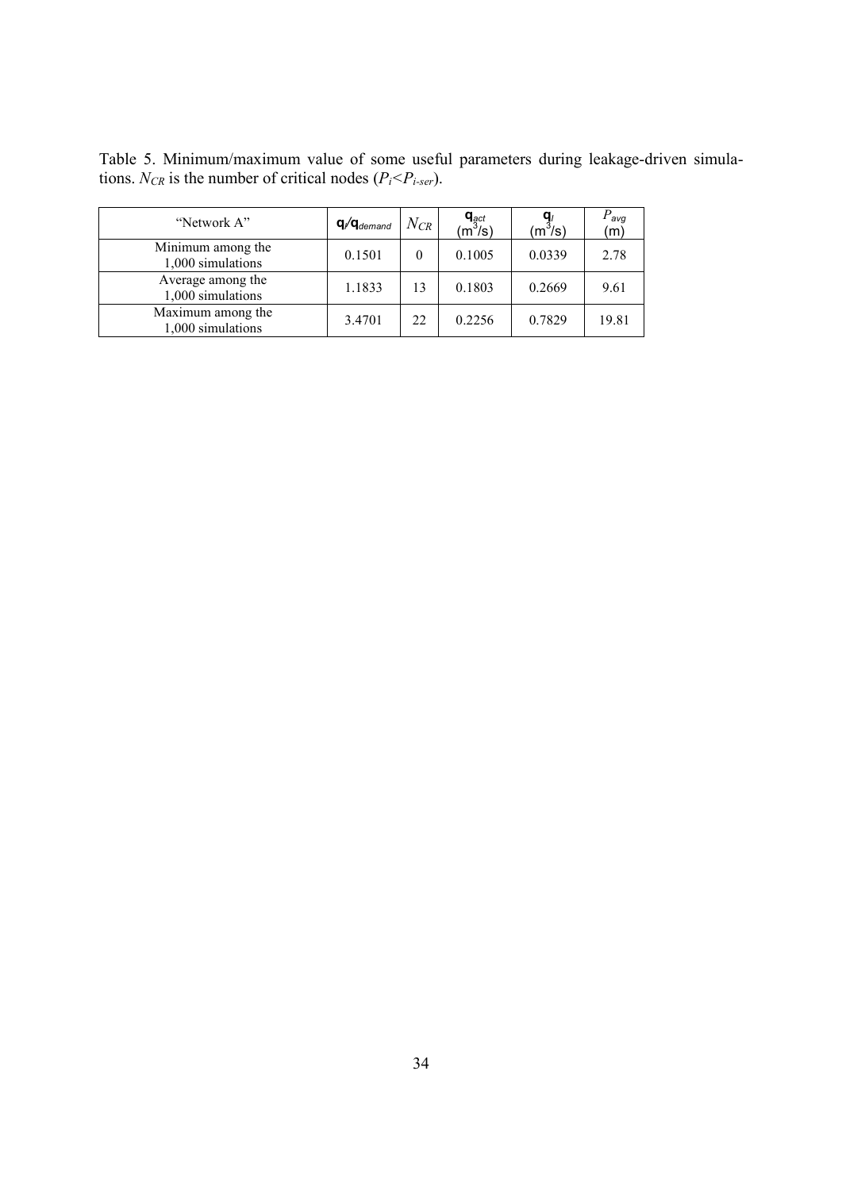Table 5. Minimum/maximum value of some useful parameters during leakage-driven simulations. $N_{CR}$ is the number of critical nodes ($P_i$<$P_{i-ser}$).

| "Network A" | $q_l/q_{demand}$ | $N_{CR}$ | $q_{act}$ ($m^3$/s) | $q_l$ ($m^3$/s) | $P_{avg}$ (m) |
|---|---|---|---|---|---|
| Minimum among the 1,000 simulations | 0.1501 | 0 | 0.1005 | 0.0339 | 2.78 |
| Average among the 1,000 simulations | 1.1833 | 13 | 0.1803 | 0.2669 | 9.61 |
| Maximum among the 1,000 simulations | 3.4701 | 22 | 0.2256 | 0.7829 | 19.81 |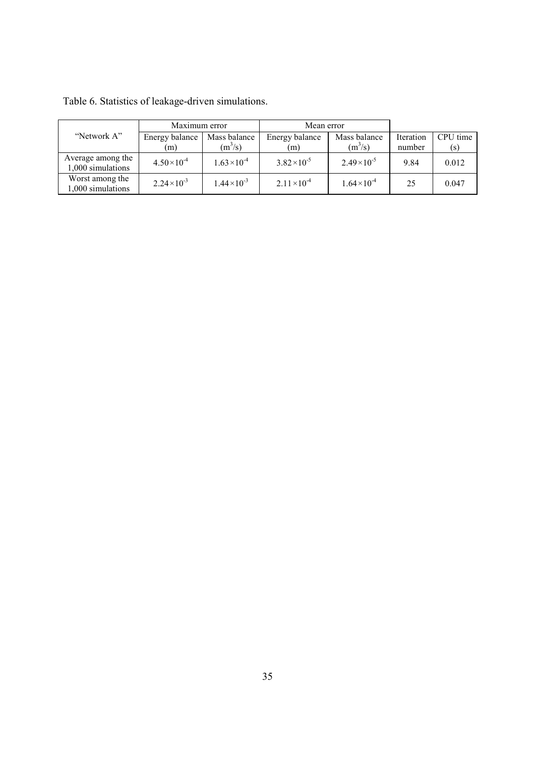Table 6. Statistics of leakage-driven simulations.

| "Network A" | Maximum error | | Mean error | | | |
|---|---|---|---|---|---|---|
| | Energy balance (m) | Mass balance ($m^3/s$) | Energy balance (m) | Mass balance ($m^3/s$) | Iteration number | CPU time (s) |
| Average among the 1,000 simulations | $4.50\times10^{-4}$ | $1.63\times10^{-4}$ | $3.82\times10^{-5}$ | $2.49\times10^{-5}$ | 9.84 | 0.012 |
| Worst among the 1,000 simulations | $2.24\times10^{-3}$ | $1.44\times10^{-3}$ | $2.11\times10^{-4}$ | $1.64\times10^{-4}$ | 25 | 0.047 |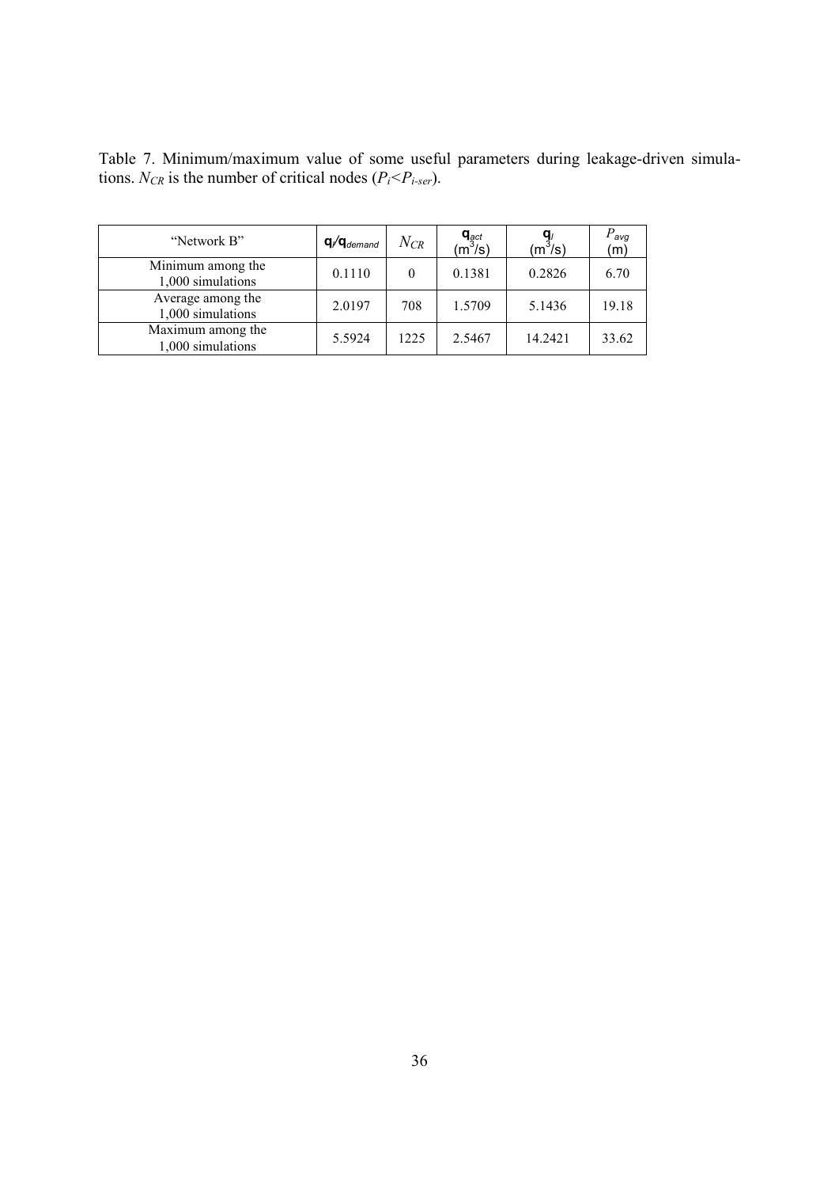Table 7. Minimum/maximum value of some useful parameters during leakage-driven simulations. $N_{CR}$ is the number of critical nodes ($P_i$<$P_{i\text{-}ser}$).

| "Network B" | $\mathbf{q}_l/\mathbf{q}_{demand}$ | $N_{CR}$ | $\mathbf{q}_{act}$ (m$^3$/s) | $\mathbf{q}_l$ (m$^3$/s) | $P_{avg}$ (m) |
|---|---|---|---|---|---|
| Minimum among the 1,000 simulations | 0.1110 | 0 | 0.1381 | 0.2826 | 6.70 |
| Average among the 1,000 simulations | 2.0197 | 708 | 1.5709 | 5.1436 | 19.18 |
| Maximum among the 1,000 simulations | 5.5924 | 1225 | 2.5467 | 14.2421 | 33.62 |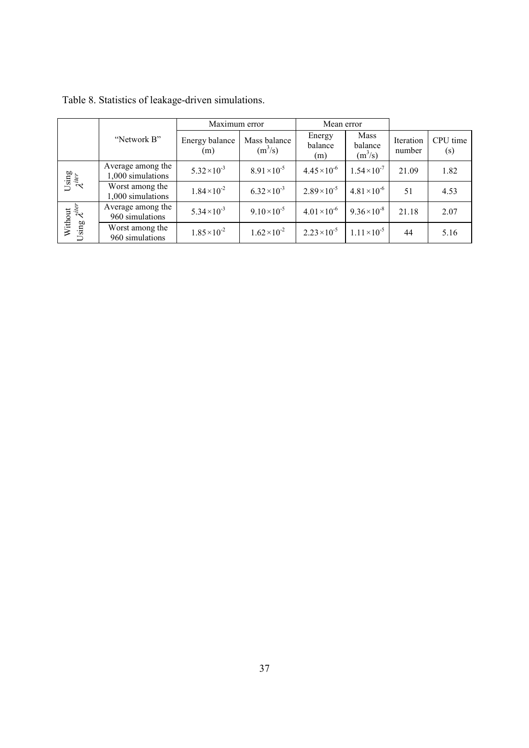Table 8. Statistics of leakage-driven simulations.

| | "Network B" | Maximum error | | Mean error | | Iteration number | CPU time (s) |
|---|---|---|---|---|---|---|---|
| | | Energy balance (m) | Mass balance ($m^3$/s) | Energy balance (m) | Mass balance ($m^3$/s) | | |
| Using $\lambda^{iter}$ | Average among the 1,000 simulations | $5.32\times10^{-3}$ | $8.91\times10^{-5}$ | $4.45\times10^{-6}$ | $1.54\times10^{-7}$ | 21.09 | 1.82 |
| | Worst among the 1,000 simulations | $1.84\times10^{-2}$ | $6.32\times10^{-3}$ | $2.89\times10^{-5}$ | $4.81\times10^{-6}$ | 51 | 4.53 |
| Without Using $\lambda^{iter}$ | Average among the 960 simulations | $5.34\times10^{-3}$ | $9.10\times10^{-5}$ | $4.01\times10^{-6}$ | $9.36\times10^{-8}$ | 21.18 | 2.07 |
| | Worst among the 960 simulations | $1.85\times10^{-2}$ | $1.62\times10^{-2}$ | $2.23\times10^{-5}$ | $1.11\times10^{-5}$ | 44 | 5.16 |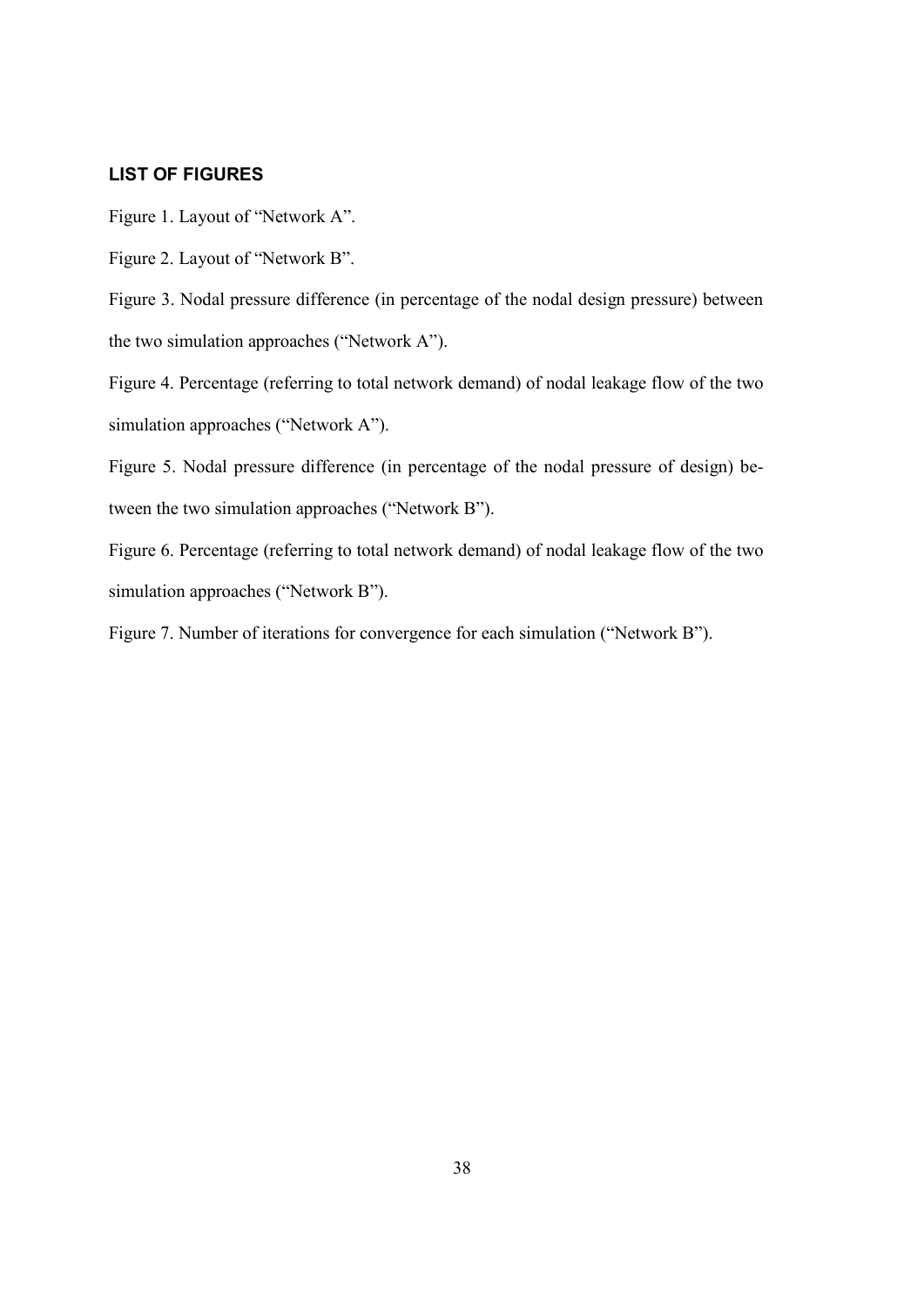## LIST OF FIGURES

Figure 1. Layout of “Network A”.

Figure 2. Layout of “Network B”.

Figure 3. Nodal pressure difference (in percentage of the nodal design pressure) between the two simulation approaches (“Network A”).

Figure 4. Percentage (referring to total network demand) of nodal leakage flow of the two simulation approaches (“Network A”).

Figure 5. Nodal pressure difference (in percentage of the nodal pressure of design) between the two simulation approaches (“Network B”).

Figure 6. Percentage (referring to total network demand) of nodal leakage flow of the two simulation approaches (“Network B”).

Figure 7. Number of iterations for convergence for each simulation (“Network B”).